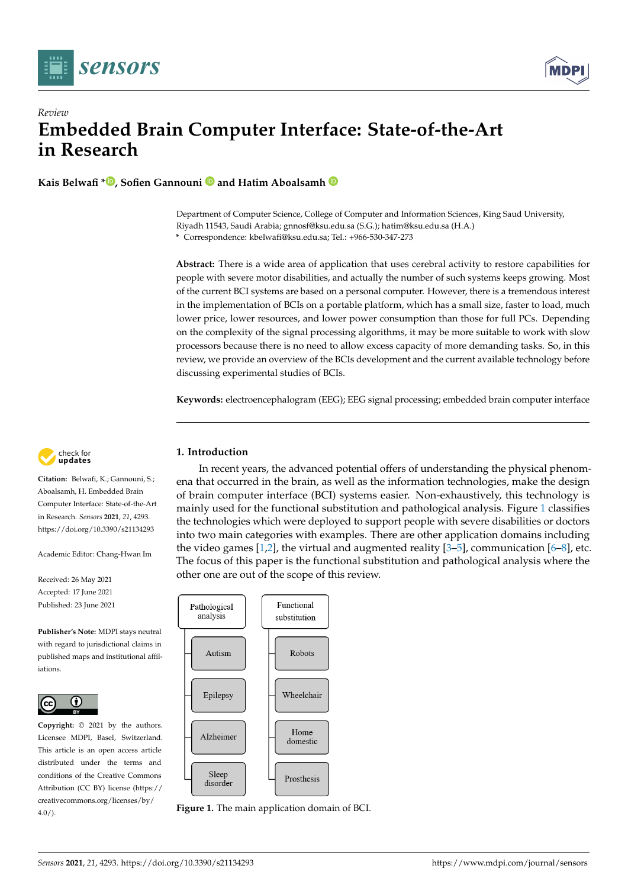*Review*

# Embedded Brain Computer Interface: State-of-the-Art in Research

**Kais Belwafi \*, Sofien Gannouni and Hatim Aboalsamh**

Department of Computer Science, College of Computer and Information Sciences, King Saud University, Riyadh 11543, Saudi Arabia; gnnosf@ksu.edu.sa (S.G.); hatim@ksu.edu.sa (H.A.)
\* Correspondence: kbelwafi@ksu.edu.sa; Tel.: +966-530-347-273

**Abstract:** There is a wide area of application that uses cerebral activity to restore capabilities for people with severe motor disabilities, and actually the number of such systems keeps growing. Most of the current BCI systems are based on a personal computer. However, there is a tremendous interest in the implementation of BCIs on a portable platform, which has a small size, faster to load, much lower price, lower resources, and lower power consumption than those for full PCs. Depending on the complexity of the signal processing algorithms, it may be more suitable to work with slow processors because there is no need to allow excess capacity of more demanding tasks. So, in this review, we provide an overview of the BCIs development and the current available technology before discussing experimental studies of BCIs.

**Keywords:** electroencephalogram (EEG); EEG signal processing; embedded brain computer interface

**Citation:** Belwafi, K.; Gannouni, S.; Aboalsamh, H. Embedded Brain Computer Interface: State-of-the-Art in Research. *Sensors* **2021**, *21*, 4293. https://doi.org/10.3390/s21134293

Academic Editor: Chang-Hwan Im

Received: 26 May 2021
Accepted: 17 June 2021
Published: 23 June 2021

**Publisher's Note:** MDPI stays neutral with regard to jurisdictional claims in published maps and institutional affiliations.

**Copyright:** © 2021 by the authors. Licensee MDPI, Basel, Switzerland. This article is an open access article distributed under the terms and conditions of the Creative Commons Attribution (CC BY) license (https://creativecommons.org/licenses/by/4.0/).

## 1. Introduction

In recent years, the advanced potential offers of understanding the physical phenomena that occurred in the brain, as well as the information technologies, make the design of brain computer interface (BCI) systems easier. Non-exhaustively, this technology is mainly used for the functional substitution and pathological analysis. Figure 1 classifies the technologies which were deployed to support people with severe disabilities or doctors into two main categories with examples. There are other application domains including the video games [1,2], the virtual and augmented reality [3–5], communication [6–8], etc. The focus of this paper is the functional substitution and pathological analysis where the other one are out of the scope of this review.

Pathological analysis
Autism
Epilepsy
Alzheimer
Sleep disorder

Functional substitution
Robots
Wheelchair
Home domestic
Prosthesis

**Figure 1.** The main application domain of BCI.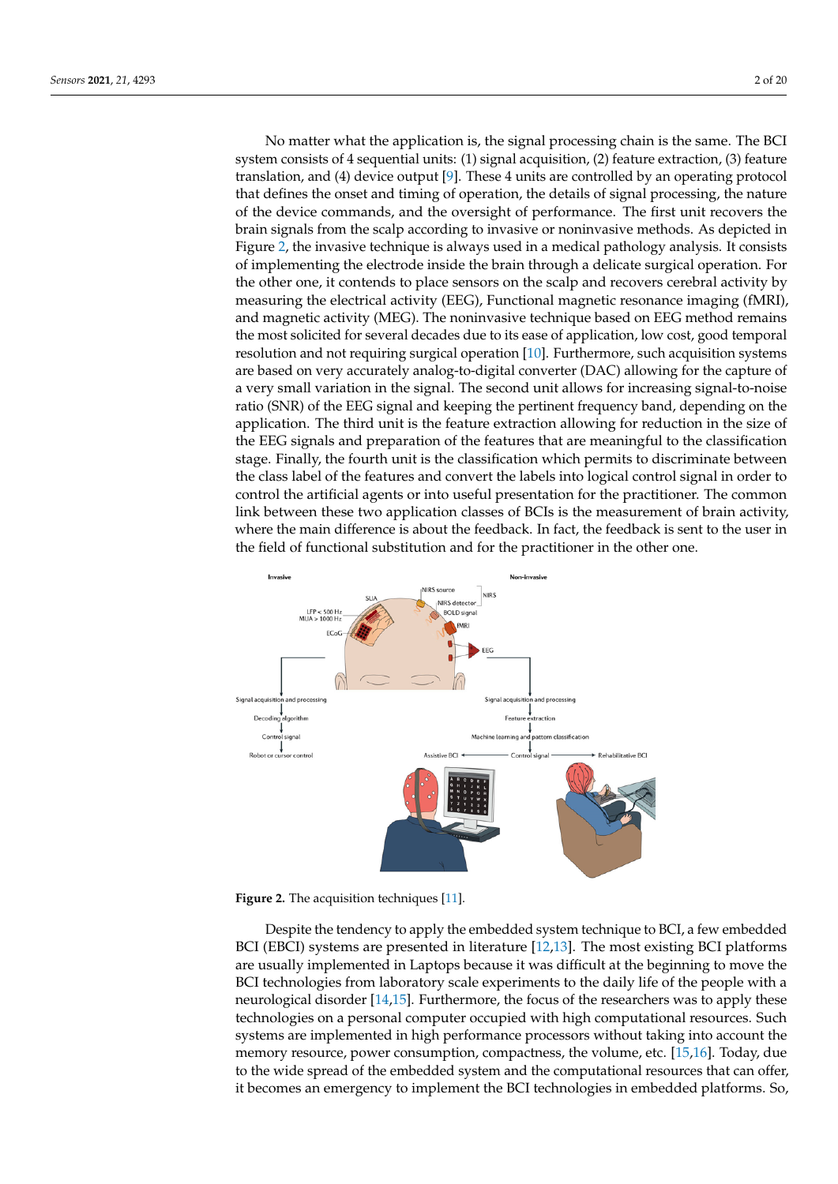No matter what the application is, the signal processing chain is the same. The BCI system consists of 4 sequential units: (1) signal acquisition, (2) feature extraction, (3) feature translation, and (4) device output [9]. These 4 units are controlled by an operating protocol that defines the onset and timing of operation, the details of signal processing, the nature of the device commands, and the oversight of performance. The first unit recovers the brain signals from the scalp according to invasive or noninvasive methods. As depicted in Figure 2, the invasive technique is always used in a medical pathology analysis. It consists of implementing the electrode inside the brain through a delicate surgical operation. For the other one, it contends to place sensors on the scalp and recovers cerebral activity by measuring the electrical activity (EEG), Functional magnetic resonance imaging (fMRI), and magnetic activity (MEG). The noninvasive technique based on EEG method remains the most solicited for several decades due to its ease of application, low cost, good temporal resolution and not requiring surgical operation [10]. Furthermore, such acquisition systems are based on very accurately analog-to-digital converter (DAC) allowing for the capture of a very small variation in the signal. The second unit allows for increasing signal-to-noise ratio (SNR) of the EEG signal and keeping the pertinent frequency band, depending on the application. The third unit is the feature extraction allowing for reduction in the size of the EEG signals and preparation of the features that are meaningful to the classification stage. Finally, the fourth unit is the classification which permits to discriminate between the class label of the features and convert the labels into logical control signal in order to control the artificial agents or into useful presentation for the practitioner. The common link between these two application classes of BCIs is the measurement of brain activity, where the main difference is about the feedback. In fact, the feedback is sent to the user in the field of functional substitution and for the practitioner in the other one.

Invasive
Non-invasive
SUA
LFP < 500 Hz
MUA > 1000 Hz
ECoG
NIRS source
NIRS detector
NIRS
BOLD signal
fMRI
EEG
Signal acquisition and processing
Decoding algorithm
Control signal
Robot or cursor control
Signal acquisition and processing
Feature extraction
Machine learning and pattern classification
Assistive BCI
Control signal
Rehabilitative BCI

**Figure 2.** The acquisition techniques [11].

Despite the tendency to apply the embedded system technique to BCI, a few embedded BCI (EBCI) systems are presented in literature [12,13]. The most existing BCI platforms are usually implemented in Laptops because it was difficult at the beginning to move the BCI technologies from laboratory scale experiments to the daily life of the people with a neurological disorder [14,15]. Furthermore, the focus of the researchers was to apply these technologies on a personal computer occupied with high computational resources. Such systems are implemented in high performance processors without taking into account the memory resource, power consumption, compactness, the volume, etc. [15,16]. Today, due to the wide spread of the embedded system and the computational resources that can offer, it becomes an emergency to implement the BCI technologies in embedded platforms. So,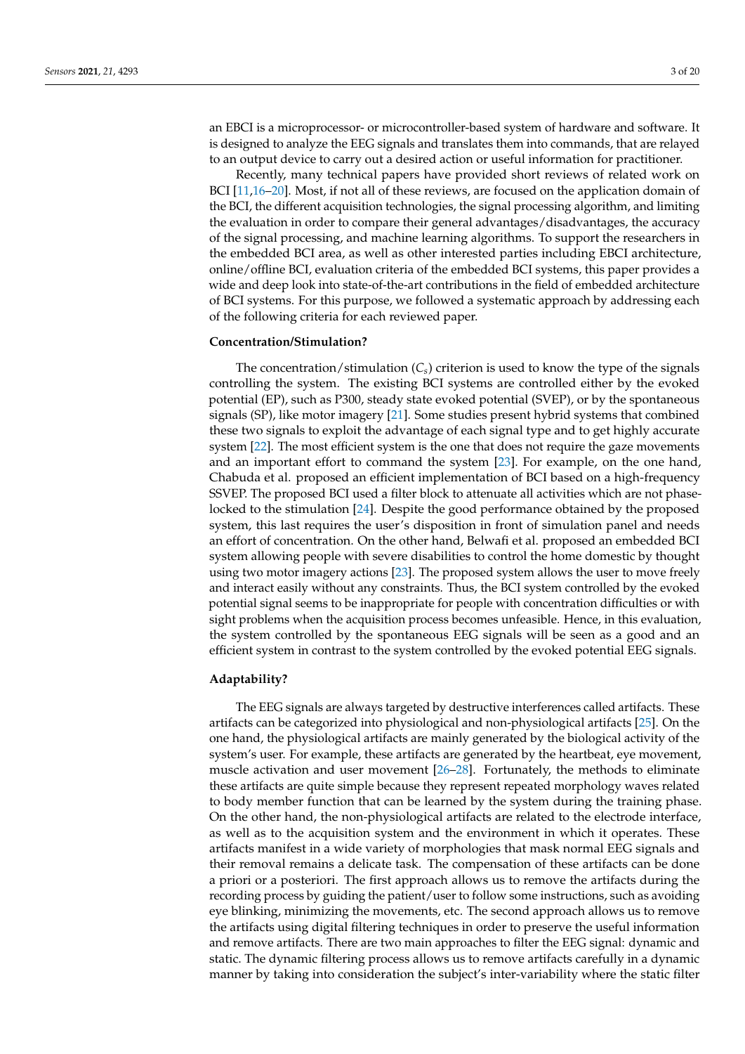an EBCI is a microprocessor- or microcontroller-based system of hardware and software. It is designed to analyze the EEG signals and translates them into commands, that are relayed to an output device to carry out a desired action or useful information for practitioner.

Recently, many technical papers have provided short reviews of related work on BCI [11,16–20]. Most, if not all of these reviews, are focused on the application domain of the BCI, the different acquisition technologies, the signal processing algorithm, and limiting the evaluation in order to compare their general advantages/disadvantages, the accuracy of the signal processing, and machine learning algorithms. To support the researchers in the embedded BCI area, as well as other interested parties including EBCI architecture, online/offline BCI, evaluation criteria of the embedded BCI systems, this paper provides a wide and deep look into state-of-the-art contributions in the field of embedded architecture of BCI systems. For this purpose, we followed a systematic approach by addressing each of the following criteria for each reviewed paper.

**Concentration/Stimulation?**

The concentration/stimulation ($C_s$) criterion is used to know the type of the signals controlling the system. The existing BCI systems are controlled either by the evoked potential (EP), such as P300, steady state evoked potential (SVEP), or by the spontaneous signals (SP), like motor imagery [21]. Some studies present hybrid systems that combined these two signals to exploit the advantage of each signal type and to get highly accurate system [22]. The most efficient system is the one that does not require the gaze movements and an important effort to command the system [23]. For example, on the one hand, Chabuda et al. proposed an efficient implementation of BCI based on a high-frequency SSVEP. The proposed BCI used a filter block to attenuate all activities which are not phase-locked to the stimulation [24]. Despite the good performance obtained by the proposed system, this last requires the user's disposition in front of simulation panel and needs an effort of concentration. On the other hand, Belwafi et al. proposed an embedded BCI system allowing people with severe disabilities to control the home domestic by thought using two motor imagery actions [23]. The proposed system allows the user to move freely and interact easily without any constraints. Thus, the BCI system controlled by the evoked potential signal seems to be inappropriate for people with concentration difficulties or with sight problems when the acquisition process becomes unfeasible. Hence, in this evaluation, the system controlled by the spontaneous EEG signals will be seen as a good and an efficient system in contrast to the system controlled by the evoked potential EEG signals.

**Adaptability?**

The EEG signals are always targeted by destructive interferences called artifacts. These artifacts can be categorized into physiological and non-physiological artifacts [25]. On the one hand, the physiological artifacts are mainly generated by the biological activity of the system's user. For example, these artifacts are generated by the heartbeat, eye movement, muscle activation and user movement [26–28]. Fortunately, the methods to eliminate these artifacts are quite simple because they represent repeated morphology waves related to body member function that can be learned by the system during the training phase. On the other hand, the non-physiological artifacts are related to the electrode interface, as well as to the acquisition system and the environment in which it operates. These artifacts manifest in a wide variety of morphologies that mask normal EEG signals and their removal remains a delicate task. The compensation of these artifacts can be done a priori or a posteriori. The first approach allows us to remove the artifacts during the recording process by guiding the patient/user to follow some instructions, such as avoiding eye blinking, minimizing the movements, etc. The second approach allows us to remove the artifacts using digital filtering techniques in order to preserve the useful information and remove artifacts. There are two main approaches to filter the EEG signal: dynamic and static. The dynamic filtering process allows us to remove artifacts carefully in a dynamic manner by taking into consideration the subject's inter-variability where the static filter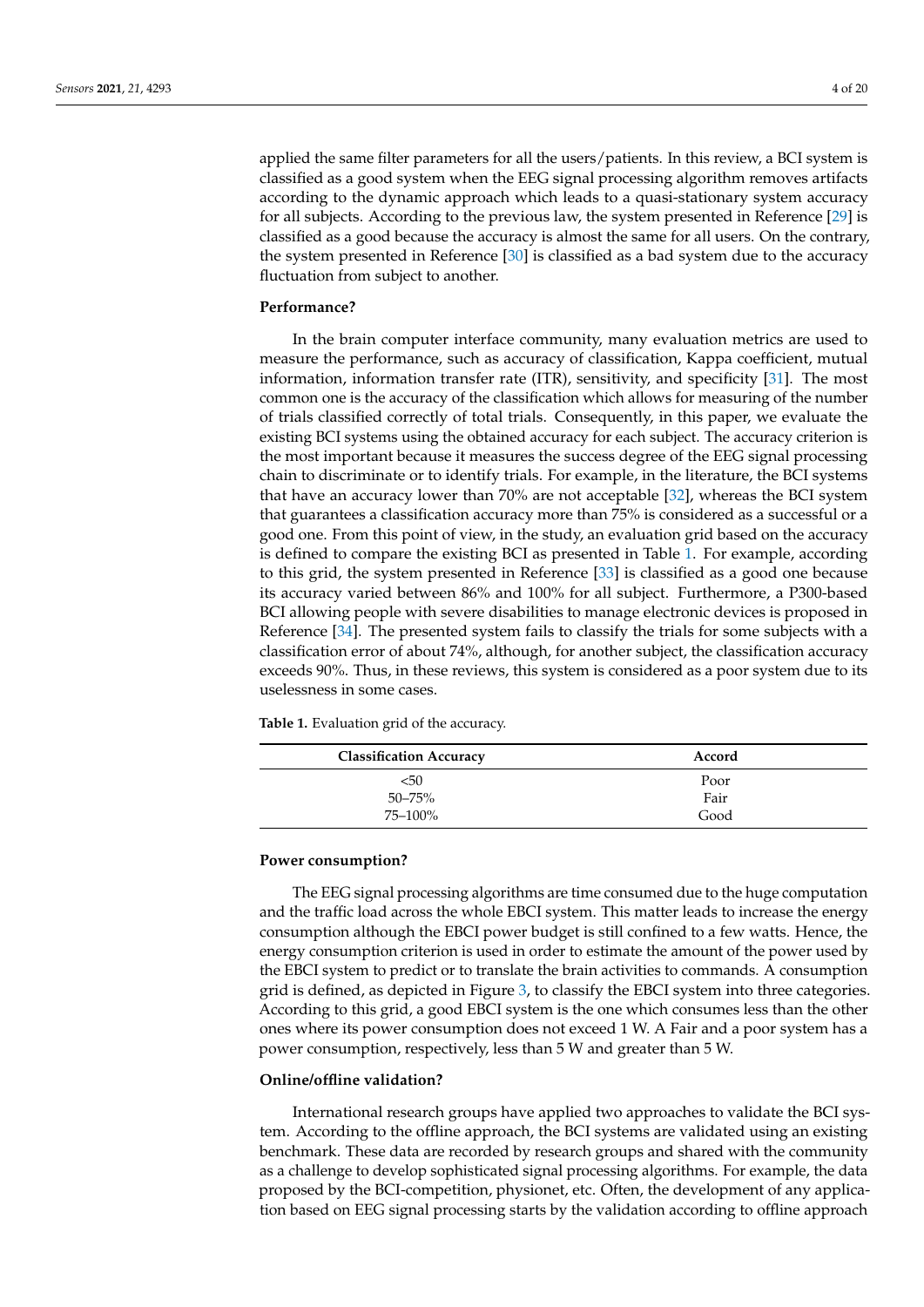applied the same filter parameters for all the users/patients. In this review, a BCI system is classified as a good system when the EEG signal processing algorithm removes artifacts according to the dynamic approach which leads to a quasi-stationary system accuracy for all subjects. According to the previous law, the system presented in Reference [29] is classified as a good because the accuracy is almost the same for all users. On the contrary, the system presented in Reference [30] is classified as a bad system due to the accuracy fluctuation from subject to another.

**Performance?**

In the brain computer interface community, many evaluation metrics are used to measure the performance, such as accuracy of classification, Kappa coefficient, mutual information, information transfer rate (ITR), sensitivity, and specificity [31]. The most common one is the accuracy of the classification which allows for measuring of the number of trials classified correctly of total trials. Consequently, in this paper, we evaluate the existing BCI systems using the obtained accuracy for each subject. The accuracy criterion is the most important because it measures the success degree of the EEG signal processing chain to discriminate or to identify trials. For example, in the literature, the BCI systems that have an accuracy lower than 70% are not acceptable [32], whereas the BCI system that guarantees a classification accuracy more than 75% is considered as a successful or a good one. From this point of view, in the study, an evaluation grid based on the accuracy is defined to compare the existing BCI as presented in Table 1. For example, according to this grid, the system presented in Reference [33] is classified as a good one because its accuracy varied between 86% and 100% for all subject. Furthermore, a P300-based BCI allowing people with severe disabilities to manage electronic devices is proposed in Reference [34]. The presented system fails to classify the trials for some subjects with a classification error of about 74%, although, for another subject, the classification accuracy exceeds 90%. Thus, in these reviews, this system is considered as a poor system due to its uselessness in some cases.

**Table 1.** Evaluation grid of the accuracy.

| Classification Accuracy | Accord |
| --- | --- |
| <50 | Poor |
| 50–75% | Fair |
| 75–100% | Good |

**Power consumption?**

The EEG signal processing algorithms are time consumed due to the huge computation and the traffic load across the whole EBCI system. This matter leads to increase the energy consumption although the EBCI power budget is still confined to a few watts. Hence, the energy consumption criterion is used in order to estimate the amount of the power used by the EBCI system to predict or to translate the brain activities to commands. A consumption grid is defined, as depicted in Figure 3, to classify the EBCI system into three categories. According to this grid, a good EBCI system is the one which consumes less than the other ones where its power consumption does not exceed 1 W. A Fair and a poor system has a power consumption, respectively, less than 5 W and greater than 5 W.

**Online/offline validation?**

International research groups have applied two approaches to validate the BCI system. According to the offline approach, the BCI systems are validated using an existing benchmark. These data are recorded by research groups and shared with the community as a challenge to develop sophisticated signal processing algorithms. For example, the data proposed by the BCI-competition, physionet, etc. Often, the development of any application based on EEG signal processing starts by the validation according to offline approach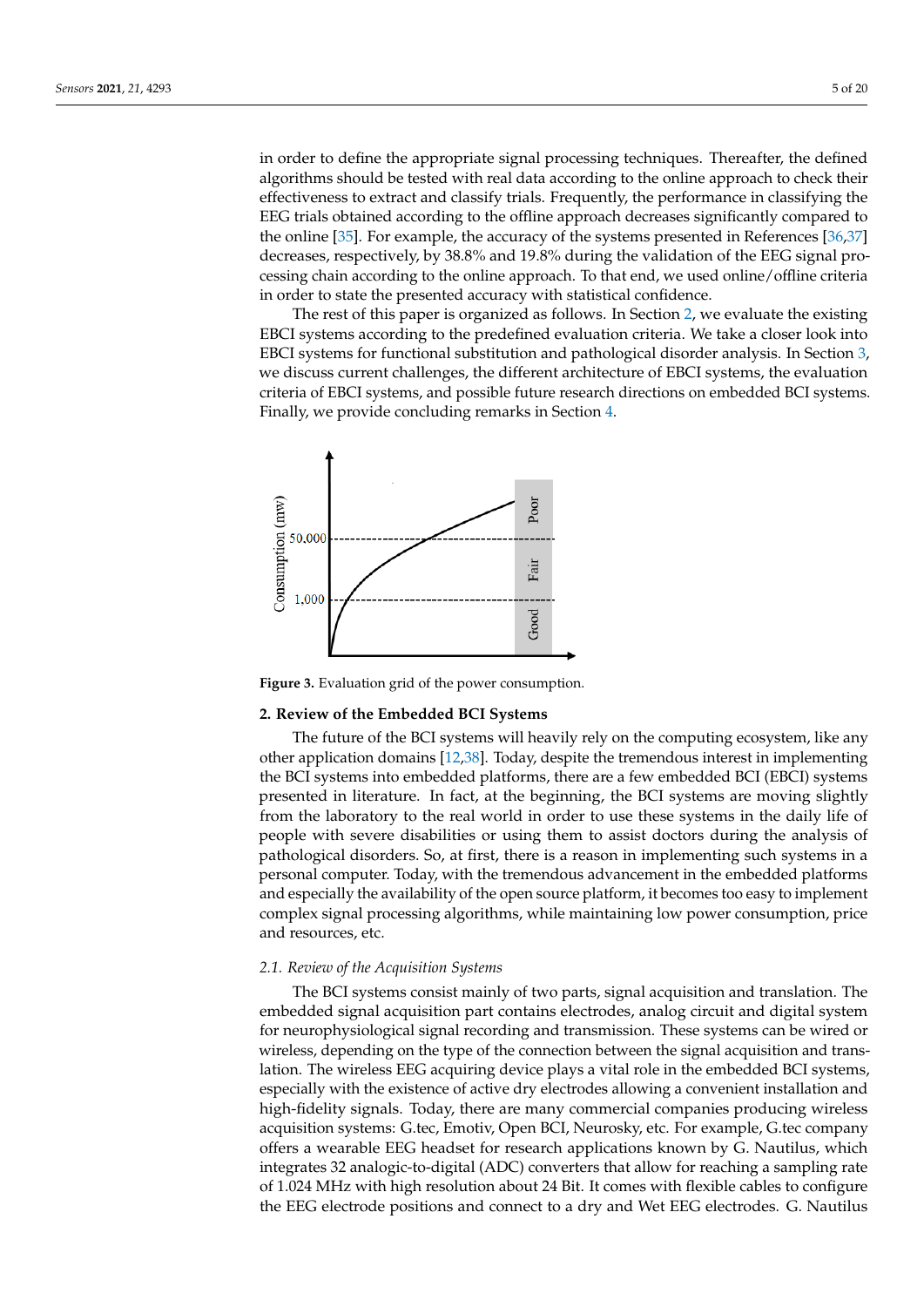in order to define the appropriate signal processing techniques. Thereafter, the defined algorithms should be tested with real data according to the online approach to check their effectiveness to extract and classify trials. Frequently, the performance in classifying the EEG trials obtained according to the offline approach decreases significantly compared to the online [35]. For example, the accuracy of the systems presented in References [36,37] decreases, respectively, by 38.8% and 19.8% during the validation of the EEG signal processing chain according to the online approach. To that end, we used online/offline criteria in order to state the presented accuracy with statistical confidence.

The rest of this paper is organized as follows. In Section 2, we evaluate the existing EBCI systems according to the predefined evaluation criteria. We take a closer look into EBCI systems for functional substitution and pathological disorder analysis. In Section 3, we discuss current challenges, the different architecture of EBCI systems, the evaluation criteria of EBCI systems, and possible future research directions on embedded BCI systems. Finally, we provide concluding remarks in Section 4.

Consumption (mw)
50.000
1.000
Poor
Fair
Good

**Figure 3.** Evaluation grid of the power consumption.

## 2. Review of the Embedded BCI Systems

The future of the BCI systems will heavily rely on the computing ecosystem, like any other application domains [12,38]. Today, despite the tremendous interest in implementing the BCI systems into embedded platforms, there are a few embedded BCI (EBCI) systems presented in literature. In fact, at the beginning, the BCI systems are moving slightly from the laboratory to the real world in order to use these systems in the daily life of people with severe disabilities or using them to assist doctors during the analysis of pathological disorders. So, at first, there is a reason in implementing such systems in a personal computer. Today, with the tremendous advancement in the embedded platforms and especially the availability of the open source platform, it becomes too easy to implement complex signal processing algorithms, while maintaining low power consumption, price and resources, etc.

### 2.1. Review of the Acquisition Systems

The BCI systems consist mainly of two parts, signal acquisition and translation. The embedded signal acquisition part contains electrodes, analog circuit and digital system for neurophysiological signal recording and transmission. These systems can be wired or wireless, depending on the type of the connection between the signal acquisition and translation. The wireless EEG acquiring device plays a vital role in the embedded BCI systems, especially with the existence of active dry electrodes allowing a convenient installation and high-fidelity signals. Today, there are many commercial companies producing wireless acquisition systems: G.tec, Emotiv, Open BCI, Neurosky, etc. For example, G.tec company offers a wearable EEG headset for research applications known by G. Nautilus, which integrates 32 analogic-to-digital (ADC) converters that allow for reaching a sampling rate of 1.024 MHz with high resolution about 24 Bit. It comes with flexible cables to configure the EEG electrode positions and connect to a dry and Wet EEG electrodes. G. Nautilus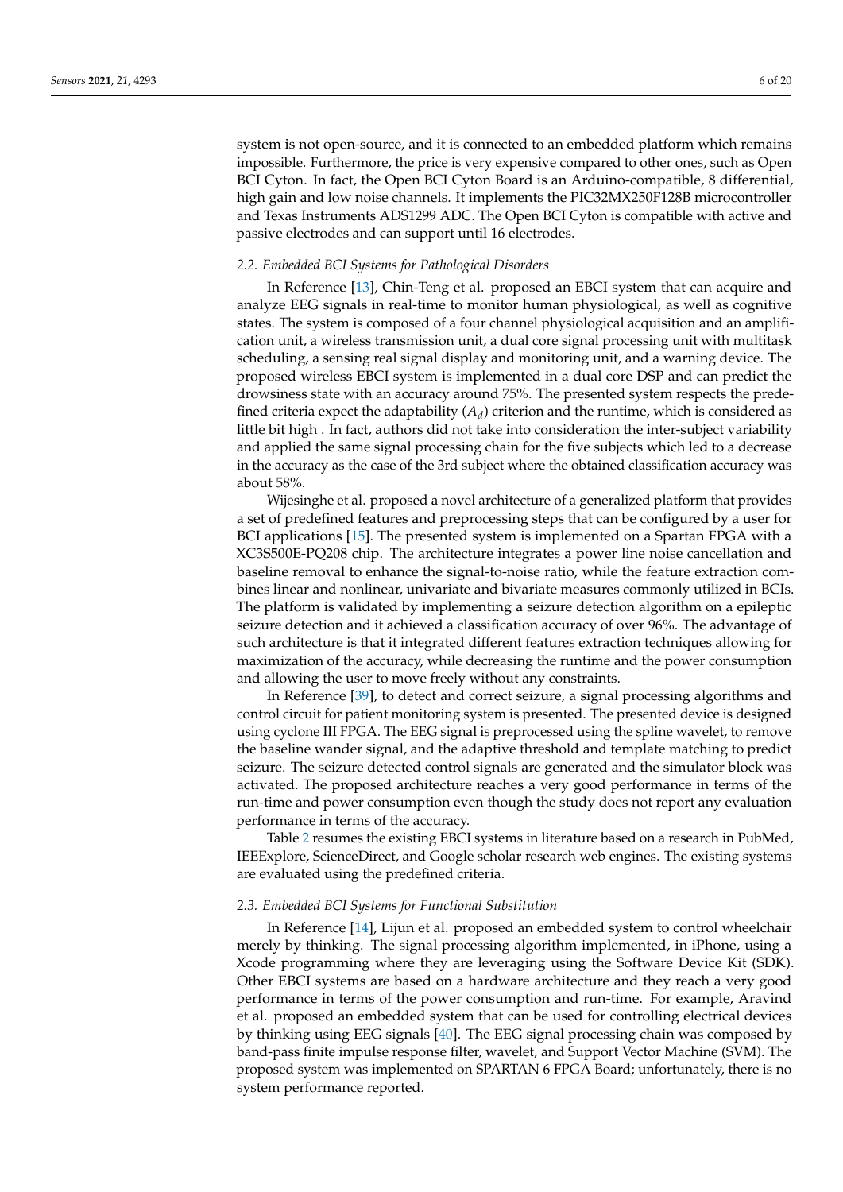system is not open-source, and it is connected to an embedded platform which remains impossible. Furthermore, the price is very expensive compared to other ones, such as Open BCI Cyton. In fact, the Open BCI Cyton Board is an Arduino-compatible, 8 differential, high gain and low noise channels. It implements the PIC32MX250F128B microcontroller and Texas Instruments ADS1299 ADC. The Open BCI Cyton is compatible with active and passive electrodes and can support until 16 electrodes.

### *2.2. Embedded BCI Systems for Pathological Disorders*

In Reference [13], Chin-Teng et al. proposed an EBCI system that can acquire and analyze EEG signals in real-time to monitor human physiological, as well as cognitive states. The system is composed of a four channel physiological acquisition and an amplification unit, a wireless transmission unit, a dual core signal processing unit with multitask scheduling, a sensing real signal display and monitoring unit, and a warning device. The proposed wireless EBCI system is implemented in a dual core DSP and can predict the drowsiness state with an accuracy around 75%. The presented system respects the predefined criteria expect the adaptability ($A_d$) criterion and the runtime, which is considered as little bit high . In fact, authors did not take into consideration the inter-subject variability and applied the same signal processing chain for the five subjects which led to a decrease in the accuracy as the case of the 3rd subject where the obtained classification accuracy was about 58%.

Wijesinghe et al. proposed a novel architecture of a generalized platform that provides a set of predefined features and preprocessing steps that can be configured by a user for BCI applications [15]. The presented system is implemented on a Spartan FPGA with a XC3S500E-PQ208 chip. The architecture integrates a power line noise cancellation and baseline removal to enhance the signal-to-noise ratio, while the feature extraction combines linear and nonlinear, univariate and bivariate measures commonly utilized in BCIs. The platform is validated by implementing a seizure detection algorithm on a epileptic seizure detection and it achieved a classification accuracy of over 96%. The advantage of such architecture is that it integrated different features extraction techniques allowing for maximization of the accuracy, while decreasing the runtime and the power consumption and allowing the user to move freely without any constraints.

In Reference [39], to detect and correct seizure, a signal processing algorithms and control circuit for patient monitoring system is presented. The presented device is designed using cyclone III FPGA. The EEG signal is preprocessed using the spline wavelet, to remove the baseline wander signal, and the adaptive threshold and template matching to predict seizure. The seizure detected control signals are generated and the simulator block was activated. The proposed architecture reaches a very good performance in terms of the run-time and power consumption even though the study does not report any evaluation performance in terms of the accuracy.

Table 2 resumes the existing EBCI systems in literature based on a research in PubMed, IEEExplore, ScienceDirect, and Google scholar research web engines. The existing systems are evaluated using the predefined criteria.

### *2.3. Embedded BCI Systems for Functional Substitution*

In Reference [14], Lijun et al. proposed an embedded system to control wheelchair merely by thinking. The signal processing algorithm implemented, in iPhone, using a Xcode programming where they are leveraging using the Software Device Kit (SDK). Other EBCI systems are based on a hardware architecture and they reach a very good performance in terms of the power consumption and run-time. For example, Aravind et al. proposed an embedded system that can be used for controlling electrical devices by thinking using EEG signals [40]. The EEG signal processing chain was composed by band-pass finite impulse response filter, wavelet, and Support Vector Machine (SVM). The proposed system was implemented on SPARTAN 6 FPGA Board; unfortunately, there is no system performance reported.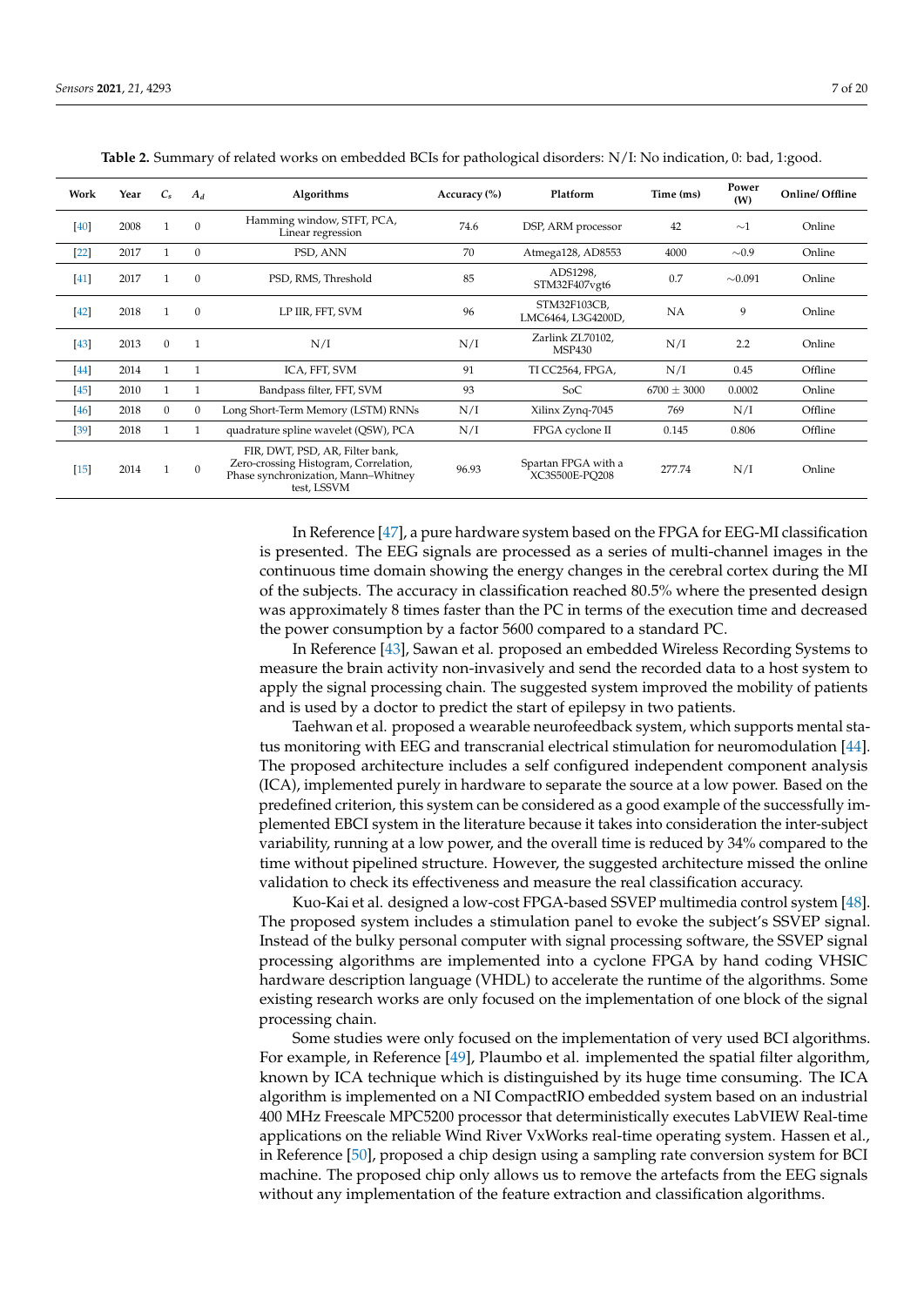**Table 2.** Summary of related works on embedded BCIs for pathological disorders: N/I: No indication, 0: bad, 1:good.

| Work | Year | $C_s$ | $A_d$ | Algorithms | Accuracy (%) | Platform | Time (ms) | Power (W) | Online/ Offline |
|---|---|---|---|---|---|---|---|---|---|
| [40] | 2008 | 1 | 0 | Hamming window, STFT, PCA, Linear regression | 74.6 | DSP, ARM processor | 42 | ∼1 | Online |
| [22] | 2017 | 1 | 0 | PSD, ANN | 70 | Atmega128, AD8553 | 4000 | ∼0.9 | Online |
| [41] | 2017 | 1 | 0 | PSD, RMS, Threshold | 85 | ADS1298, STM32F407vgt6 | 0.7 | ∼0.091 | Online |
| [42] | 2018 | 1 | 0 | LP IIR, FFT, SVM | 96 | STM32F103CB, LMC6464, L3G4200D, | NA | 9 | Online |
| [43] | 2013 | 0 | 1 | N/I | N/I | Zarlink ZL70102, MSP430 | N/I | 2.2 | Online |
| [44] | 2014 | 1 | 1 | ICA, FFT, SVM | 91 | TI CC2564, FPGA, | N/I | 0.45 | Offline |
| [45] | 2010 | 1 | 1 | Bandpass filter, FFT, SVM | 93 | SoC | 6700 ± 3000 | 0.0002 | Online |
| [46] | 2018 | 0 | 0 | Long Short-Term Memory (LSTM) RNNs | N/I | Xilinx Zynq-7045 | 769 | N/I | Offline |
| [39] | 2018 | 1 | 1 | quadrature spline wavelet (QSW), PCA | N/I | FPGA cyclone II | 0.145 | 0.806 | Offline |
| [15] | 2014 | 1 | 0 | FIR, DWT, PSD, AR, Filter bank, Zero-crossing Histogram, Correlation, Phase synchronization, Mann–Whitney test, LSSVM | 96.93 | Spartan FPGA with a XC3S500E-PQ208 | 277.74 | N/I | Online |

In Reference [47], a pure hardware system based on the FPGA for EEG-MI classification is presented. The EEG signals are processed as a series of multi-channel images in the continuous time domain showing the energy changes in the cerebral cortex during the MI of the subjects. The accuracy in classification reached 80.5% where the presented design was approximately 8 times faster than the PC in terms of the execution time and decreased the power consumption by a factor 5600 compared to a standard PC.

In Reference [43], Sawan et al. proposed an embedded Wireless Recording Systems to measure the brain activity non-invasively and send the recorded data to a host system to apply the signal processing chain. The suggested system improved the mobility of patients and is used by a doctor to predict the start of epilepsy in two patients.

Taehwan et al. proposed a wearable neurofeedback system, which supports mental status monitoring with EEG and transcranial electrical stimulation for neuromodulation [44]. The proposed architecture includes a self configured independent component analysis (ICA), implemented purely in hardware to separate the source at a low power. Based on the predefined criterion, this system can be considered as a good example of the successfully implemented EBCI system in the literature because it takes into consideration the inter-subject variability, running at a low power, and the overall time is reduced by 34% compared to the time without pipelined structure. However, the suggested architecture missed the online validation to check its effectiveness and measure the real classification accuracy.

Kuo-Kai et al. designed a low-cost FPGA-based SSVEP multimedia control system [48]. The proposed system includes a stimulation panel to evoke the subject's SSVEP signal. Instead of the bulky personal computer with signal processing software, the SSVEP signal processing algorithms are implemented into a cyclone FPGA by hand coding VHSIC hardware description language (VHDL) to accelerate the runtime of the algorithms. Some existing research works are only focused on the implementation of one block of the signal processing chain.

Some studies were only focused on the implementation of very used BCI algorithms. For example, in Reference [49], Plaumbo et al. implemented the spatial filter algorithm, known by ICA technique which is distinguished by its huge time consuming. The ICA algorithm is implemented on a NI CompactRIO embedded system based on an industrial 400 MHz Freescale MPC5200 processor that deterministically executes LabVIEW Real-time applications on the reliable Wind River VxWorks real-time operating system. Hassen et al., in Reference [50], proposed a chip design using a sampling rate conversion system for BCI machine. The proposed chip only allows us to remove the artefacts from the EEG signals without any implementation of the feature extraction and classification algorithms.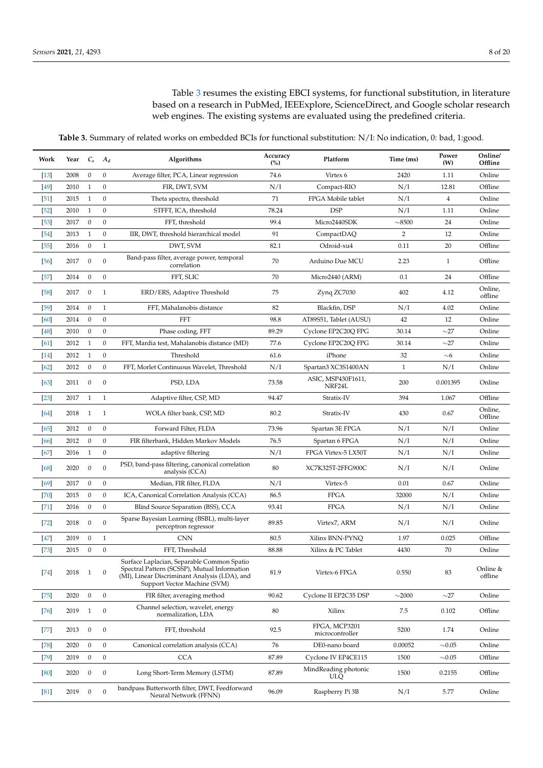Table 3 resumes the existing EBCI systems, for functional substitution, in literature based on a research in PubMed, IEEEXplore, ScienceDirect, and Google scholar research web engines. The existing systems are evaluated using the predefined criteria.

**Table 3.** Summary of related works on embedded BCIs for functional substitution: N/I: No indication, 0: bad, 1:good.

| Work | Year | $C_s$ | $A_d$ | Algorithms | Accuracy (%) | Platform | Time (ms) | Power (W) | Online/Offline |
|---|---|---|---|---|---|---|---|---|---|
| [13] | 2008 | 0 | 0 | Average filter, PCA, Linear regression | 74.6 | Virtex 6 | 2420 | 1.11 | Online |
| [49] | 2010 | 1 | 0 | FIR, DWT, SVM | N/I | Compact-RIO | N/I | 12.81 | Offline |
| [51] | 2015 | 1 | 0 | Theta spectra, threshold | 71 | FPGA Mobile tablet | N/I | 4 | Online |
| [52] | 2010 | 1 | 0 | STFFT, ICA, threshold | 78.24 | DSP | N/I | 1.11 | Online |
| [53] | 2017 | 0 | 0 | FFT, threshold | 99.4 | Micro2440SDK | ~8500 | 24 | Online |
| [54] | 2013 | 1 | 0 | IIR, DWT, threshold hierarchical model | 91 | CompactDAQ | 2 | 12 | Online |
| [55] | 2016 | 0 | 1 | DWT, SVM | 82.1 | Odroid-xu4 | 0.11 | 20 | Offline |
| [56] | 2017 | 0 | 0 | Band-pass filter, average power, temporal correlation | 70 | Arduino Due MCU | 2.23 | 1 | Offline |
| [57] | 2014 | 0 | 0 | FFT, SLIC | 70 | Micro2440 (ARM) | 0.1 | 24 | Offline |
| [58] | 2017 | 0 | 1 | ERD/ERS, Adaptive Threshold | 75 | Zynq ZC7030 | 402 | 4.12 | Online, offline |
| [59] | 2014 | 0 | 1 | FFT, Mahalanobis distance | 82 | Blackfin, DSP | N/I | 4.02 | Online |
| [60] | 2014 | 0 | 0 | FFT | 98.8 | AT89S51, Tablet (AUSU) | 42 | 12 | Online |
| [48] | 2010 | 0 | 0 | Phase coding, FFT | 89.29 | Cyclone EP2C20Q FPG | 30.14 | ~27 | Online |
| [61] | 2012 | 1 | 0 | FFT, Mardia test, Mahalanobis distance (MD) | 77.6 | Cyclone EP2C20Q FPG | 30.14 | ~27 | Online |
| [14] | 2012 | 1 | 0 | Threshold | 61.6 | iPhone | 32 | ~6 | Online |
| [62] | 2012 | 0 | 0 | FFT, Morlet Continuous Wavelet, Threshold | N/I | Spartan3 XC3S1400AN | 1 | N/I | Online |
| [63] | 2011 | 0 | 0 | PSD, LDA | 73.58 | ASIC, MSP430F1611, NRF24L | 200 | 0.001395 | Online |
| [23] | 2017 | 1 | 1 | Adaptive filter, CSP, MD | 94.47 | Stratix-IV | 394 | 1.067 | Offline |
| [64] | 2018 | 1 | 1 | WOLA filter bank, CSP, MD | 80.2 | Stratix-IV | 430 | 0.67 | Online, Offline |
| [65] | 2012 | 0 | 0 | Forward Filter, FLDA | 73.96 | Spartan 3E FPGA | N/I | N/I | Online |
| [66] | 2012 | 0 | 0 | FIR filterbank, Hidden Markov Models | 76.5 | Spartan 6 FPGA | N/I | N/I | Online |
| [67] | 2016 | 1 | 0 | adaptive filtering | N/I | FPGA Virtex-5 LX50T | N/I | N/I | Online |
| [68] | 2020 | 0 | 0 | PSD, band-pass filtering, canonical correlation analysis (CCA) | 80 | XC7K325T-2FFG900C | N/I | N/I | Online |
| [69] | 2017 | 0 | 0 | Median, FIR filter, FLDA | N/I | Virtex-5 | 0.01 | 0.67 | Online |
| [70] | 2015 | 0 | 0 | ICA, Canonical Correlation Analysis (CCA) | 86.5 | FPGA | 32000 | N/I | Online |
| [71] | 2016 | 0 | 0 | Blind Source Separation (BSS), CCA | 93.41 | FPGA | N/I | N/I | Online |
| [72] | 2018 | 0 | 0 | Sparse Bayesian Learning (BSBL), multi-layer perceptron regressor | 89.85 | Virtex7, ARM | N/I | N/I | Online |
| [47] | 2019 | 0 | 1 | CNN | 80.5 | Xilinx BNN-PYNQ | 1.97 | 0.025 | Offline |
| [73] | 2015 | 0 | 0 | FFT, Threshold | 88.88 | Xilinx & PC Tablet | 4430 | 70 | Online |
| [74] | 2018 | 1 | 0 | Surface Laplacian, Separable Common Spatio Spectral Pattern (SCSSP), Mutual Information (MI), Linear Discriminant Analysis (LDA), and Support Vector Machine (SVM) | 81.9 | Virtex-6 FPGA | 0.550 | 83 | Online & offline |
| [75] | 2020 | 0 | 0 | FIR filter, averaging method | 90.62 | Cyclone II EP2C35 DSP | ~2000 | ~27 | Online |
| [76] | 2019 | 1 | 0 | Channel selection, wavelet, energy normalization, LDA | 80 | Xilinx | 7.5 | 0.102 | Offline |
| [77] | 2013 | 0 | 0 | FFT, threshold | 92.5 | FPGA, MCP3201 microcontroller | 5200 | 1.74 | Online |
| [78] | 2020 | 0 | 0 | Canonical correlation analysis (CCA) | 76 | DE0-nano board | 0.00052 | ~0.05 | Online |
| [79] | 2019 | 0 | 0 | CCA | 87.89 | Cyclone IV EP4CE115 | 1500 | ~0.05 | Offline |
| [80] | 2020 | 0 | 0 | Long Short-Term Memory (LSTM) | 87.89 | MindReading photonic ULQ | 1500 | 0.2155 | Offline |
| [81] | 2019 | 0 | 0 | bandpass Butterworth filter, DWT, Feedforward Neural Network (FFNN) | 96.09 | Raspberry Pi 3B | N/I | 5.77 | Online |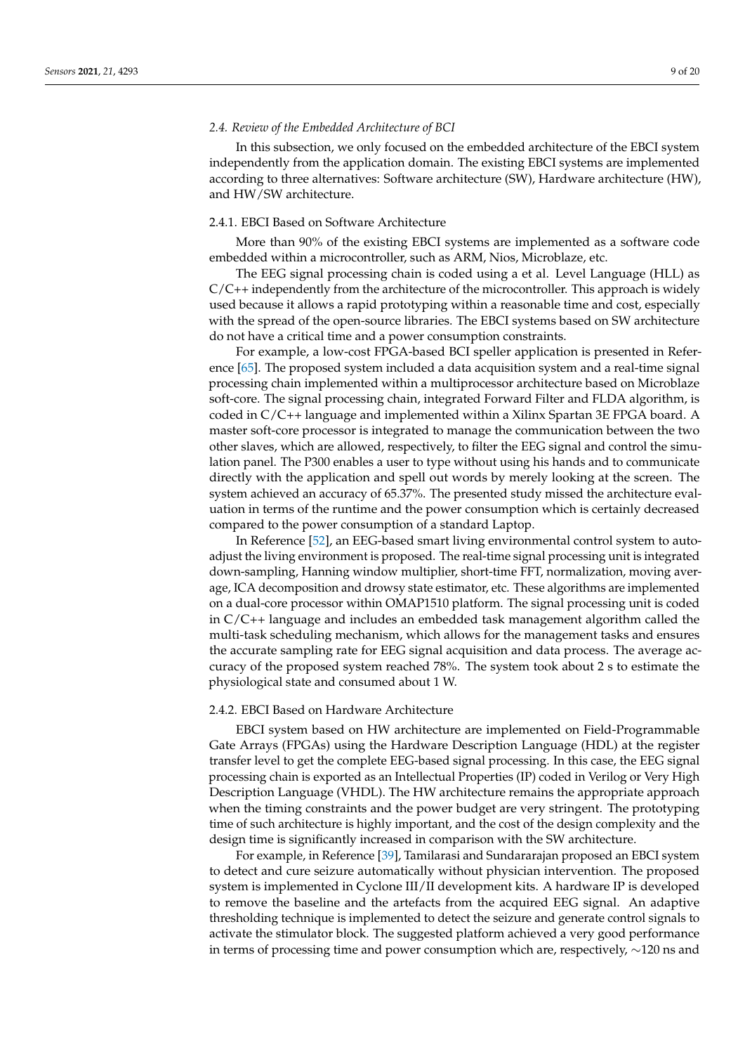### 2.4. Review of the Embedded Architecture of BCI

In this subsection, we only focused on the embedded architecture of the EBCI system independently from the application domain. The existing EBCI systems are implemented according to three alternatives: Software architecture (SW), Hardware architecture (HW), and HW/SW architecture.

#### 2.4.1. EBCI Based on Software Architecture

More than 90% of the existing EBCI systems are implemented as a software code embedded within a microcontroller, such as ARM, Nios, Microblaze, etc.

The EEG signal processing chain is coded using a et al. Level Language (HLL) as C/C++ independently from the architecture of the microcontroller. This approach is widely used because it allows a rapid prototyping within a reasonable time and cost, especially with the spread of the open-source libraries. The EBCI systems based on SW architecture do not have a critical time and a power consumption constraints.

For example, a low-cost FPGA-based BCI speller application is presented in Reference [65]. The proposed system included a data acquisition system and a real-time signal processing chain implemented within a multiprocessor architecture based on Microblaze soft-core. The signal processing chain, integrated Forward Filter and FLDA algorithm, is coded in C/C++ language and implemented within a Xilinx Spartan 3E FPGA board. A master soft-core processor is integrated to manage the communication between the two other slaves, which are allowed, respectively, to filter the EEG signal and control the simulation panel. The P300 enables a user to type without using his hands and to communicate directly with the application and spell out words by merely looking at the screen. The system achieved an accuracy of 65.37%. The presented study missed the architecture evaluation in terms of the runtime and the power consumption which is certainly decreased compared to the power consumption of a standard Laptop.

In Reference [52], an EEG-based smart living environmental control system to auto-adjust the living environment is proposed. The real-time signal processing unit is integrated down-sampling, Hanning window multiplier, short-time FFT, normalization, moving average, ICA decomposition and drowsy state estimator, etc. These algorithms are implemented on a dual-core processor within OMAP1510 platform. The signal processing unit is coded in C/C++ language and includes an embedded task management algorithm called the multi-task scheduling mechanism, which allows for the management tasks and ensures the accurate sampling rate for EEG signal acquisition and data process. The average accuracy of the proposed system reached 78%. The system took about 2 s to estimate the physiological state and consumed about 1 W.

#### 2.4.2. EBCI Based on Hardware Architecture

EBCI system based on HW architecture are implemented on Field-Programmable Gate Arrays (FPGAs) using the Hardware Description Language (HDL) at the register transfer level to get the complete EEG-based signal processing. In this case, the EEG signal processing chain is exported as an Intellectual Properties (IP) coded in Verilog or Very High Description Language (VHDL). The HW architecture remains the appropriate approach when the timing constraints and the power budget are very stringent. The prototyping time of such architecture is highly important, and the cost of the design complexity and the design time is significantly increased in comparison with the SW architecture.

For example, in Reference [39], Tamilarasi and Sundararajan proposed an EBCI system to detect and cure seizure automatically without physician intervention. The proposed system is implemented in Cyclone III/II development kits. A hardware IP is developed to remove the baseline and the artefacts from the acquired EEG signal. An adaptive thresholding technique is implemented to detect the seizure and generate control signals to activate the stimulator block. The suggested platform achieved a very good performance in terms of processing time and power consumption which are, respectively, ∼120 ns and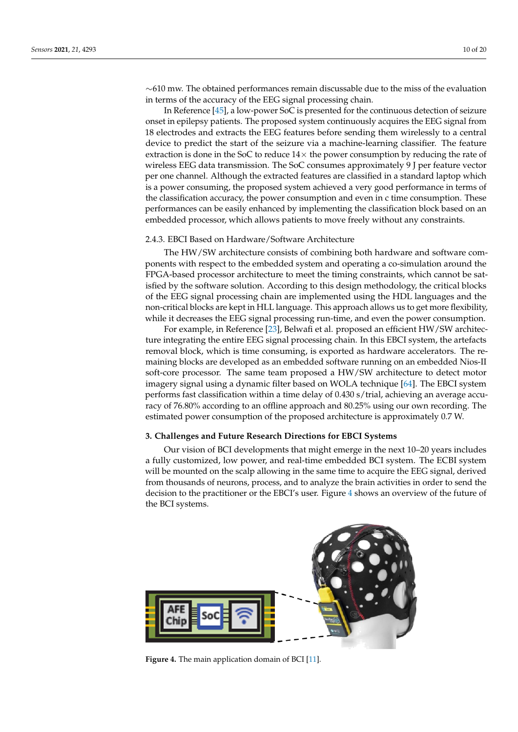∼610 mw. The obtained performances remain discussable due to the miss of the evaluation in terms of the accuracy of the EEG signal processing chain.

In Reference [45], a low-power SoC is presented for the continuous detection of seizure onset in epilepsy patients. The proposed system continuously acquires the EEG signal from 18 electrodes and extracts the EEG features before sending them wirelessly to a central device to predict the start of the seizure via a machine-learning classifier. The feature extraction is done in the SoC to reduce 14× the power consumption by reducing the rate of wireless EEG data transmission. The SoC consumes approximately 9 J per feature vector per one channel. Although the extracted features are classified in a standard laptop which is a power consuming, the proposed system achieved a very good performance in terms of the classification accuracy, the power consumption and even in c time consumption. These performances can be easily enhanced by implementing the classification block based on an embedded processor, which allows patients to move freely without any constraints.

### 2.4.3. EBCI Based on Hardware/Software Architecture

The HW/SW architecture consists of combining both hardware and software components with respect to the embedded system and operating a co-simulation around the FPGA-based processor architecture to meet the timing constraints, which cannot be satisfied by the software solution. According to this design methodology, the critical blocks of the EEG signal processing chain are implemented using the HDL languages and the non-critical blocks are kept in HLL language. This approach allows us to get more flexibility, while it decreases the EEG signal processing run-time, and even the power consumption.

For example, in Reference [23], Belwafi et al. proposed an efficient HW/SW architecture integrating the entire EEG signal processing chain. In this EBCI system, the artefacts removal block, which is time consuming, is exported as hardware accelerators. The remaining blocks are developed as an embedded software running on an embedded Nios-II soft-core processor. The same team proposed a HW/SW architecture to detect motor imagery signal using a dynamic filter based on WOLA technique [64]. The EBCI system performs fast classification within a time delay of 0.430 s/trial, achieving an average accuracy of 76.80% according to an offline approach and 80.25% using our own recording. The estimated power consumption of the proposed architecture is approximately 0.7 W.

## 3. Challenges and Future Research Directions for EBCI Systems

Our vision of BCI developments that might emerge in the next 10–20 years includes a fully customized, low power, and real-time embedded BCI system. The ECBI system will be mounted on the scalp allowing in the same time to acquire the EEG signal, derived from thousands of neurons, process, and to analyze the brain activities in order to send the decision to the practitioner or the EBCI's user. Figure 4 shows an overview of the future of the BCI systems.

AFE Chip
SoC

**Figure 4.** The main application domain of BCI [11].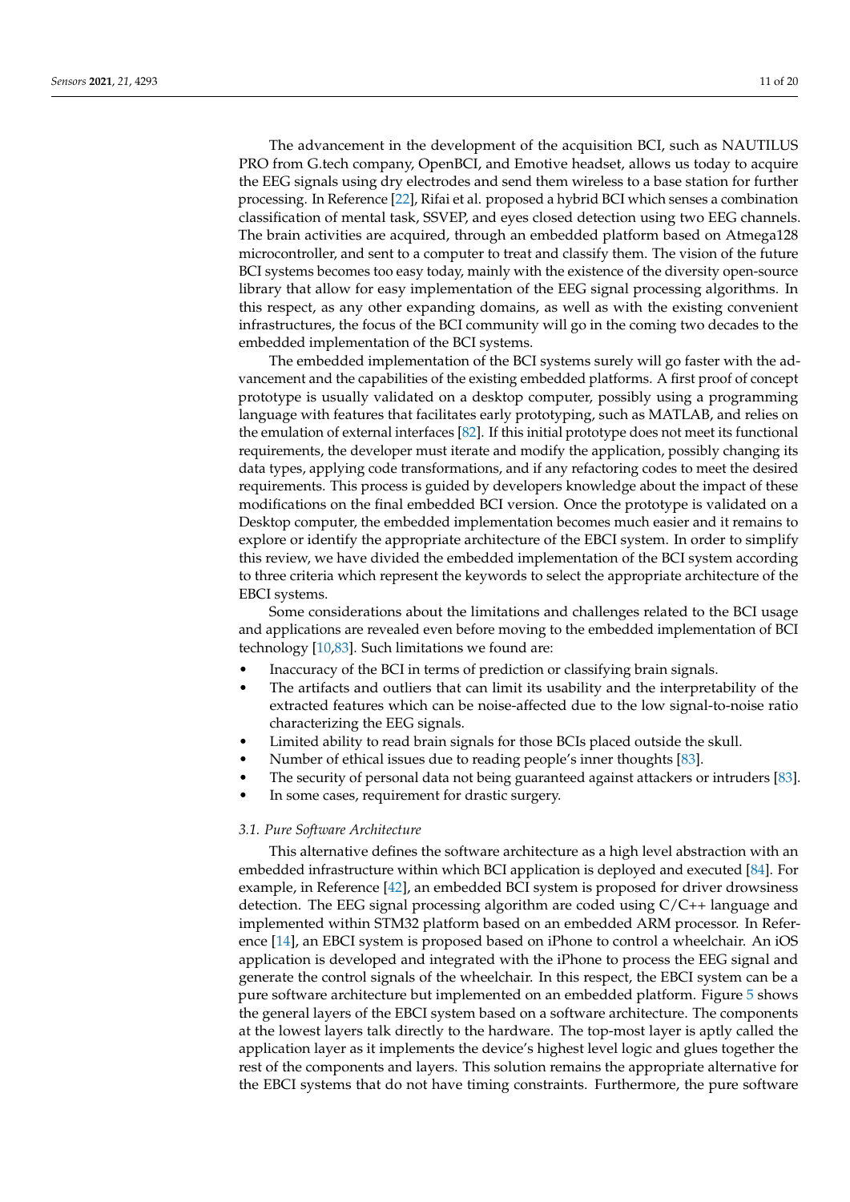The advancement in the development of the acquisition BCI, such as NAUTILUS PRO from G.tech company, OpenBCI, and Emotive headset, allows us today to acquire the EEG signals using dry electrodes and send them wireless to a base station for further processing. In Reference [22], Rifai et al. proposed a hybrid BCI which senses a combination classification of mental task, SSVEP, and eyes closed detection using two EEG channels. The brain activities are acquired, through an embedded platform based on Atmega128 microcontroller, and sent to a computer to treat and classify them. The vision of the future BCI systems becomes too easy today, mainly with the existence of the diversity open-source library that allow for easy implementation of the EEG signal processing algorithms. In this respect, as any other expanding domains, as well as with the existing convenient infrastructures, the focus of the BCI community will go in the coming two decades to the embedded implementation of the BCI systems.

The embedded implementation of the BCI systems surely will go faster with the advancement and the capabilities of the existing embedded platforms. A first proof of concept prototype is usually validated on a desktop computer, possibly using a programming language with features that facilitates early prototyping, such as MATLAB, and relies on the emulation of external interfaces [82]. If this initial prototype does not meet its functional requirements, the developer must iterate and modify the application, possibly changing its data types, applying code transformations, and if any refactoring codes to meet the desired requirements. This process is guided by developers knowledge about the impact of these modifications on the final embedded BCI version. Once the prototype is validated on a Desktop computer, the embedded implementation becomes much easier and it remains to explore or identify the appropriate architecture of the EBCI system. In order to simplify this review, we have divided the embedded implementation of the BCI system according to three criteria which represent the keywords to select the appropriate architecture of the EBCI systems.

Some considerations about the limitations and challenges related to the BCI usage and applications are revealed even before moving to the embedded implementation of BCI technology [10,83]. Such limitations we found are:

- Inaccuracy of the BCI in terms of prediction or classifying brain signals.
- The artifacts and outliers that can limit its usability and the interpretability of the extracted features which can be noise-affected due to the low signal-to-noise ratio characterizing the EEG signals.
- Limited ability to read brain signals for those BCIs placed outside the skull.
- Number of ethical issues due to reading people's inner thoughts [83].
- The security of personal data not being guaranteed against attackers or intruders [83].
- In some cases, requirement for drastic surgery.

### *3.1. Pure Software Architecture*

This alternative defines the software architecture as a high level abstraction with an embedded infrastructure within which BCI application is deployed and executed [84]. For example, in Reference [42], an embedded BCI system is proposed for driver drowsiness detection. The EEG signal processing algorithm are coded using C/C++ language and implemented within STM32 platform based on an embedded ARM processor. In Reference [14], an EBCI system is proposed based on iPhone to control a wheelchair. An iOS application is developed and integrated with the iPhone to process the EEG signal and generate the control signals of the wheelchair. In this respect, the EBCI system can be a pure software architecture but implemented on an embedded platform. Figure 5 shows the general layers of the EBCI system based on a software architecture. The components at the lowest layers talk directly to the hardware. The top-most layer is aptly called the application layer as it implements the device's highest level logic and glues together the rest of the components and layers. This solution remains the appropriate alternative for the EBCI systems that do not have timing constraints. Furthermore, the pure software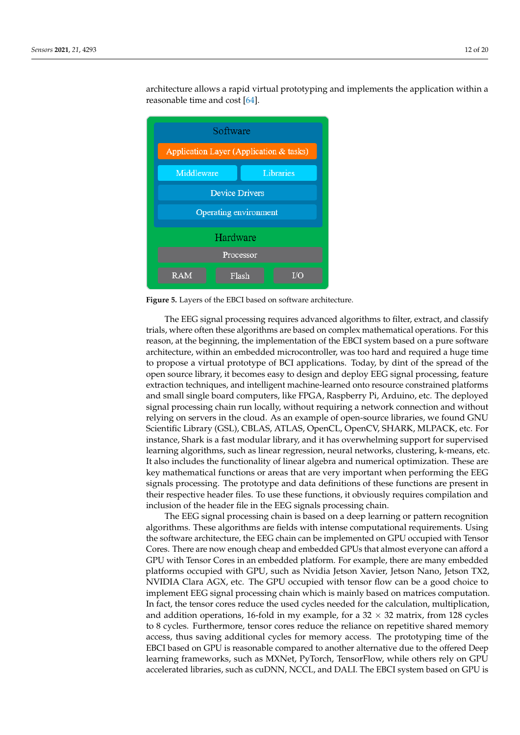architecture allows a rapid virtual prototyping and implements the application within a reasonable time and cost [64].

Software

Application Layer (Application & tasks)

Middleware

Libraries

Device Drivers

Operating environment

Hardware

Processor

RAM

Flash

I/O

**Figure 5.** Layers of the EBCI based on software architecture.

The EEG signal processing requires advanced algorithms to filter, extract, and classify trials, where often these algorithms are based on complex mathematical operations. For this reason, at the beginning, the implementation of the EBCI system based on a pure software architecture, within an embedded microcontroller, was too hard and required a huge time to propose a virtual prototype of BCI applications. Today, by dint of the spread of the open source library, it becomes easy to design and deploy EEG signal processing, feature extraction techniques, and intelligent machine-learned onto resource constrained platforms and small single board computers, like FPGA, Raspberry Pi, Arduino, etc. The deployed signal processing chain run locally, without requiring a network connection and without relying on servers in the cloud. As an example of open-source libraries, we found GNU Scientific Library (GSL), CBLAS, ATLAS, OpenCL, OpenCV, SHARK, MLPACK, etc. For instance, Shark is a fast modular library, and it has overwhelming support for supervised learning algorithms, such as linear regression, neural networks, clustering, k-means, etc. It also includes the functionality of linear algebra and numerical optimization. These are key mathematical functions or areas that are very important when performing the EEG signals processing. The prototype and data definitions of these functions are present in their respective header files. To use these functions, it obviously requires compilation and inclusion of the header file in the EEG signals processing chain.

The EEG signal processing chain is based on a deep learning or pattern recognition algorithms. These algorithms are fields with intense computational requirements. Using the software architecture, the EEG chain can be implemented on GPU occupied with Tensor Cores. There are now enough cheap and embedded GPUs that almost everyone can afford a GPU with Tensor Cores in an embedded platform. For example, there are many embedded platforms occupied with GPU, such as Nvidia Jetson Xavier, Jetson Nano, Jetson TX2, NVIDIA Clara AGX, etc. The GPU occupied with tensor flow can be a good choice to implement EEG signal processing chain which is mainly based on matrices computation. In fact, the tensor cores reduce the used cycles needed for the calculation, multiplication, and addition operations, 16-fold in my example, for a $32 \times 32$ matrix, from 128 cycles to 8 cycles. Furthermore, tensor cores reduce the reliance on repetitive shared memory access, thus saving additional cycles for memory access. The prototyping time of the EBCI based on GPU is reasonable compared to another alternative due to the offered Deep learning frameworks, such as MXNet, PyTorch, TensorFlow, while others rely on GPU accelerated libraries, such as cuDNN, NCCL, and DALI. The EBCI system based on GPU is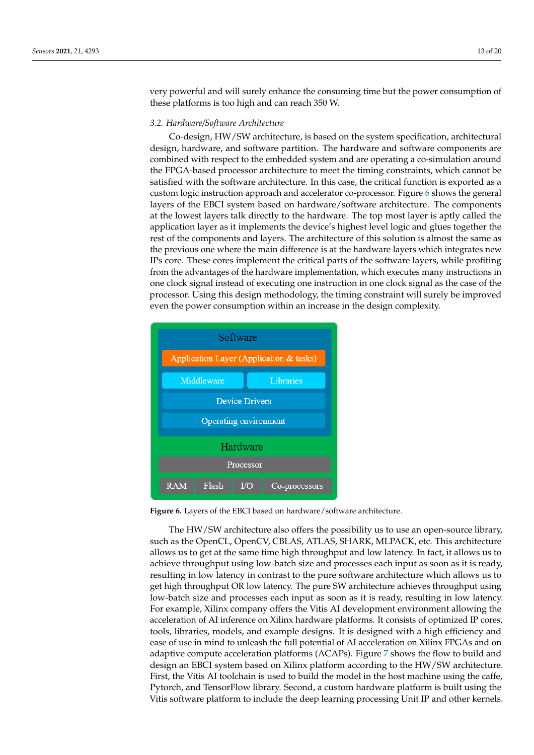very powerful and will surely enhance the consuming time but the power consumption of these platforms is too high and can reach 350 W.

### 3.2. Hardware/Software Architecture

Co-design, HW/SW architecture, is based on the system specification, architectural design, hardware, and software partition. The hardware and software components are combined with respect to the embedded system and are operating a co-simulation around the FPGA-based processor architecture to meet the timing constraints, which cannot be satisfied with the software architecture. In this case, the critical function is exported as a custom logic instruction approach and accelerator co-processor. Figure 6 shows the general layers of the EBCI system based on hardware/software architecture. The components at the lowest layers talk directly to the hardware. The top most layer is aptly called the application layer as it implements the device's highest level logic and glues together the rest of the components and layers. The architecture of this solution is almost the same as the previous one where the main difference is at the hardware layers which integrates new IPs core. These cores implement the critical parts of the software layers, while profiting from the advantages of the hardware implementation, which executes many instructions in one clock signal instead of executing one instruction in one clock signal as the case of the processor. Using this design methodology, the timing constraint will surely be improved even the power consumption within an increase in the design complexity.

Software
Application Layer (Application & tasks)
Middleware
Libraries
Device Drivers
Operating environment
Hardware
Processor
RAM
Flash
I/O
Co-processors

**Figure 6.** Layers of the EBCI based on hardware/software architecture.

The HW/SW architecture also offers the possibility us to use an open-source library, such as the OpenCL, OpenCV, CBLAS, ATLAS, SHARK, MLPACK, etc. This architecture allows us to get at the same time high throughput and low latency. In fact, it allows us to achieve throughput using low-batch size and processes each input as soon as it is ready, resulting in low latency in contrast to the pure software architecture which allows us to get high throughput OR low latency. The pure SW architecture achieves throughput using low-batch size and processes each input as soon as it is ready, resulting in low latency. For example, Xilinx company offers the Vitis AI development environment allowing the acceleration of AI inference on Xilinx hardware platforms. It consists of optimized IP cores, tools, libraries, models, and example designs. It is designed with a high efficiency and ease of use in mind to unleash the full potential of AI acceleration on Xilinx FPGAs and on adaptive compute acceleration platforms (ACAPs). Figure 7 shows the flow to build and design an EBCI system based on Xilinx platform according to the HW/SW architecture. First, the Vitis AI toolchain is used to build the model in the host machine using the caffe, Pytorch, and TensorFlow library. Second, a custom hardware platform is built using the Vitis software platform to include the deep learning processing Unit IP and other kernels.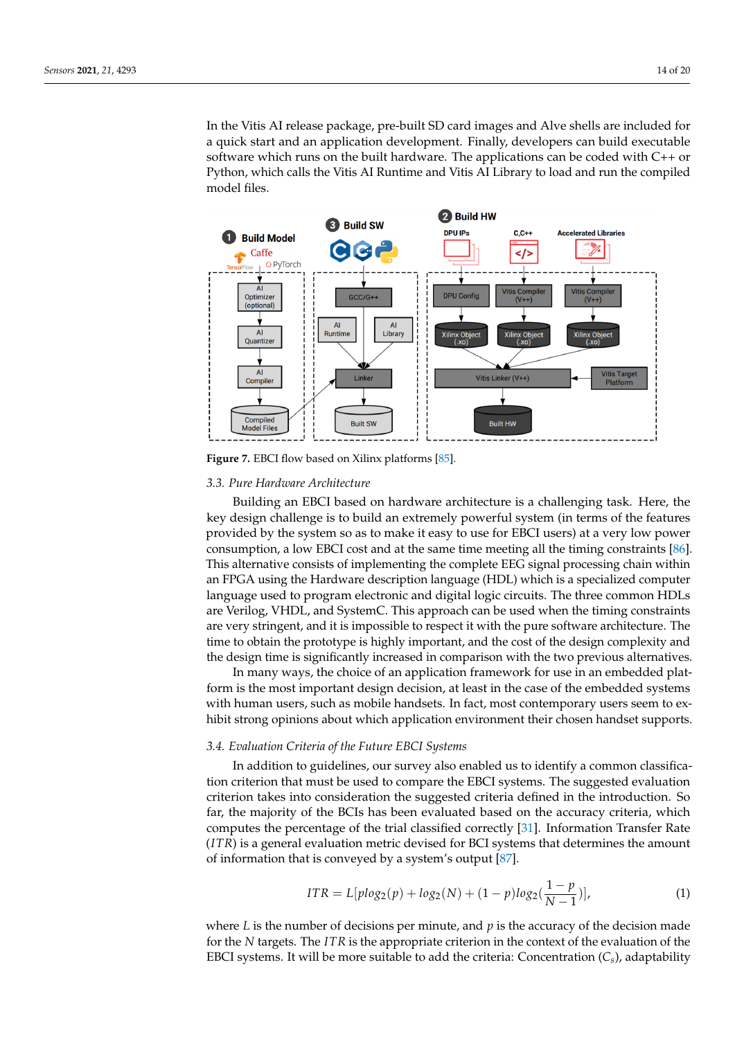In the Vitis AI release package, pre-built SD card images and Alve shells are included for a quick start and an application development. Finally, developers can build executable software which runs on the built hardware. The applications can be coded with C++ or Python, which calls the Vitis AI Runtime and Vitis AI Library to load and run the compiled model files.

1 Build Model
Caffe
TensorFlow
PyTorch
AI Optimizer (optional)
AI Quantizer
AI Compiler
Compiled Model Files

3 Build SW
GCC/G++
AI Runtime
AI Library
Linker
Built SW

2 Build HW
DPU IPs
C,C++
Accelerated Libraries
DPU Config
Vitis Compiler (V++)
Vitis Compiler (V++)
Xilinx Object (.xo)
Xilinx Object (.xo)
Xilinx Object (.xo)
Vitis Linker (V++)
Vitis Target Platform
Built HW

**Figure 7.** EBCI flow based on Xilinx platforms [85].

### 3.3. Pure Hardware Architecture

Building an EBCI based on hardware architecture is a challenging task. Here, the key design challenge is to build an extremely powerful system (in terms of the features provided by the system so as to make it easy to use for EBCI users) at a very low power consumption, a low EBCI cost and at the same time meeting all the timing constraints [86]. This alternative consists of implementing the complete EEG signal processing chain within an FPGA using the Hardware description language (HDL) which is a specialized computer language used to program electronic and digital logic circuits. The three common HDLs are Verilog, VHDL, and SystemC. This approach can be used when the timing constraints are very stringent, and it is impossible to respect it with the pure software architecture. The time to obtain the prototype is highly important, and the cost of the design complexity and the design time is significantly increased in comparison with the two previous alternatives.

In many ways, the choice of an application framework for use in an embedded platform is the most important design decision, at least in the case of the embedded systems with human users, such as mobile handsets. In fact, most contemporary users seem to exhibit strong opinions about which application environment their chosen handset supports.

### 3.4. Evaluation Criteria of the Future EBCI Systems

In addition to guidelines, our survey also enabled us to identify a common classification criterion that must be used to compare the EBCI systems. The suggested evaluation criterion takes into consideration the suggested criteria defined in the introduction. So far, the majority of the BCIs has been evaluated based on the accuracy criteria, which computes the percentage of the trial classified correctly [31]. Information Transfer Rate ($ITR$) is a general evaluation metric devised for BCI systems that determines the amount of information that is conveyed by a system's output [87].

$$ITR = L[plog_2(p) + log_2(N) + (1-p)log_2(\frac{1-p}{N-1})], \quad (1)$$

where $L$ is the number of decisions per minute, and $p$ is the accuracy of the decision made for the $N$ targets. The $ITR$ is the appropriate criterion in the context of the evaluation of the EBCI systems. It will be more suitable to add the criteria: Concentration ($C_s$), adaptability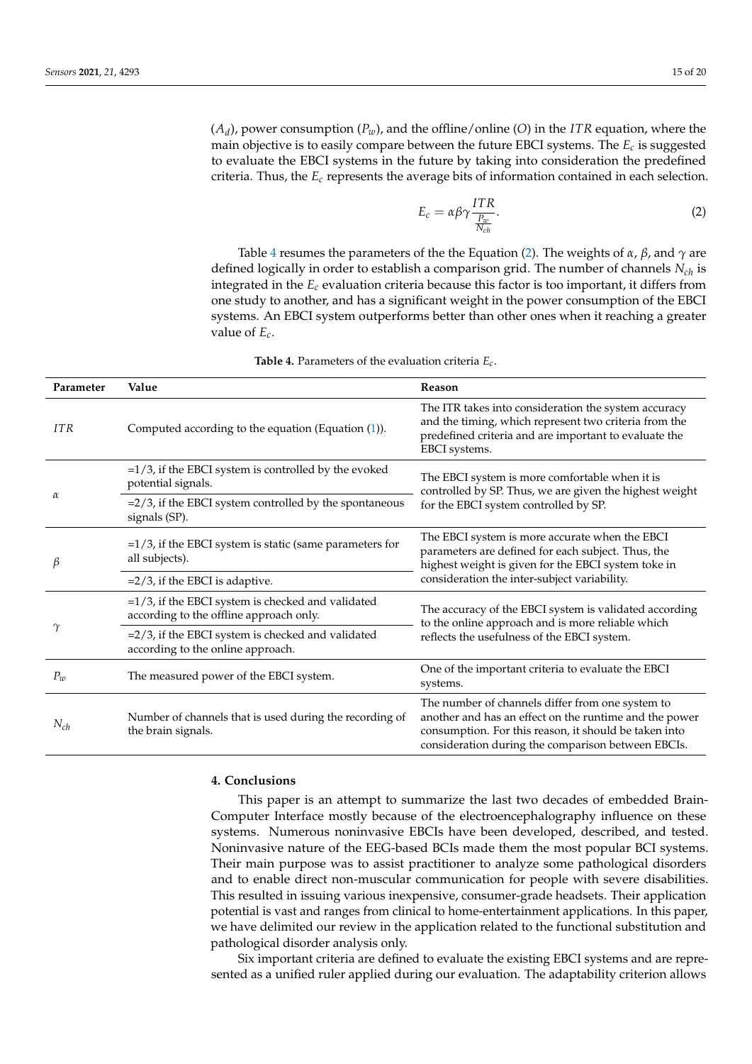($A_d$), power consumption ($P_w$), and the offline/online ($O$) in the $ITR$ equation, where the main objective is to easily compare between the future EBCI systems. The $E_c$ is suggested to evaluate the EBCI systems in the future by taking into consideration the predefined criteria. Thus, the $E_c$ represents the average bits of information contained in each selection.

$$E_c = \alpha\beta\gamma\frac{ITR}{\frac{P_w}{N_{ch}}}. \tag{2}$$

Table 4 resumes the parameters of the the Equation (2). The weights of $\alpha$, $\beta$, and $\gamma$ are defined logically in order to establish a comparison grid. The number of channels $N_{ch}$ is integrated in the $E_c$ evaluation criteria because this factor is too important, it differs from one study to another, and has a significant weight in the power consumption of the EBCI systems. An EBCI system outperforms better than other ones when it reaching a greater value of $E_c$.

**Table 4.** Parameters of the evaluation criteria $E_c$.

| Parameter | Value | Reason |
|---|---|---|
| $ITR$ | Computed according to the equation (Equation (1)). | The ITR takes into consideration the system accuracy and the timing, which represent two criteria from the predefined criteria and are important to evaluate the EBCI systems. |
| $\alpha$ | =1/3, if the EBCI system is controlled by the evoked potential signals. | The EBCI system is more comfortable when it is controlled by SP. Thus, we are given the highest weight for the EBCI system controlled by SP. |
| | =2/3, if the EBCI system controlled by the spontaneous signals (SP). | |
| $\beta$ | =1/3, if the EBCI system is static (same parameters for all subjects). | The EBCI system is more accurate when the EBCI parameters are defined for each subject. Thus, the highest weight is given for the EBCI system toke in consideration the inter-subject variability. |
| | =2/3, if the EBCI is adaptive. | |
| $\gamma$ | =1/3, if the EBCI system is checked and validated according to the offline approach only. | The accuracy of the EBCI system is validated according to the online approach and is more reliable which reflects the usefulness of the EBCI system. |
| | =2/3, if the EBCI system is checked and validated according to the online approach. | |
| $P_w$ | The measured power of the EBCI system. | One of the important criteria to evaluate the EBCI systems. |
| $N_{ch}$ | Number of channels that is used during the recording of the brain signals. | The number of channels differ from one system to another and has an effect on the runtime and the power consumption. For this reason, it should be taken into consideration during the comparison between EBCIs. |

## 4. Conclusions

This paper is an attempt to summarize the last two decades of embedded Brain-Computer Interface mostly because of the electroencephalography influence on these systems. Numerous noninvasive EBCIs have been developed, described, and tested. Noninvasive nature of the EEG-based BCIs made them the most popular BCI systems. Their main purpose was to assist practitioner to analyze some pathological disorders and to enable direct non-muscular communication for people with severe disabilities. This resulted in issuing various inexpensive, consumer-grade headsets. Their application potential is vast and ranges from clinical to home-entertainment applications. In this paper, we have delimited our review in the application related to the functional substitution and pathological disorder analysis only.

Six important criteria are defined to evaluate the existing EBCI systems and are represented as a unified ruler applied during our evaluation. The adaptability criterion allows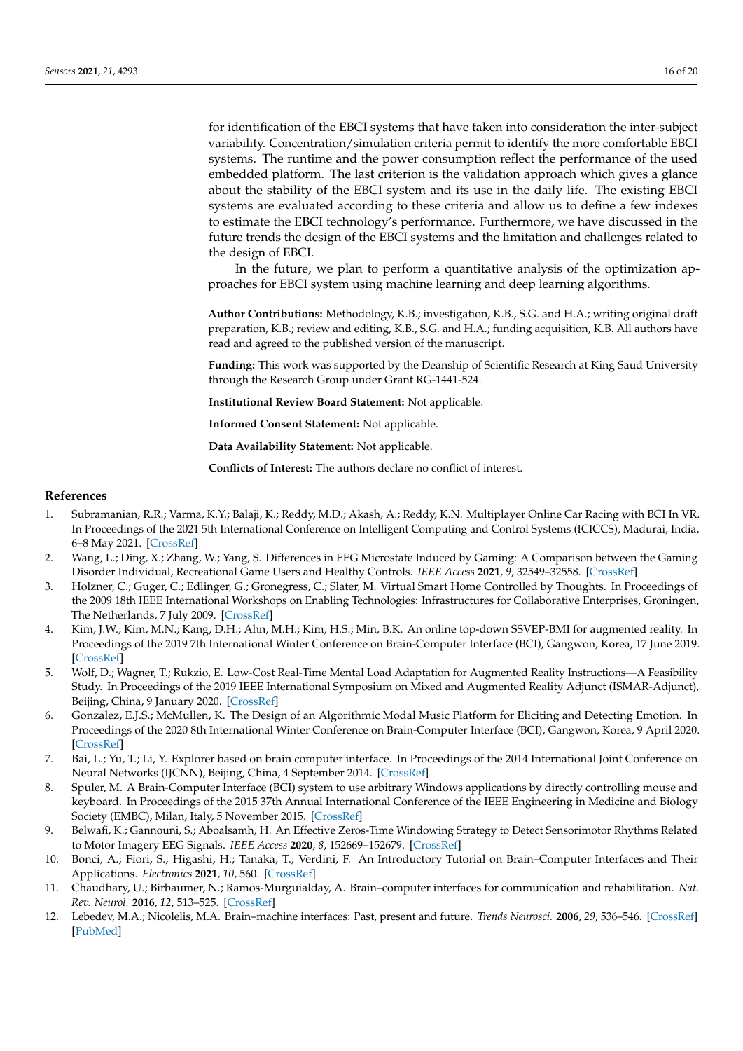for identification of the EBCI systems that have taken into consideration the inter-subject variability. Concentration/simulation criteria permit to identify the more comfortable EBCI systems. The runtime and the power consumption reflect the performance of the used embedded platform. The last criterion is the validation approach which gives a glance about the stability of the EBCI system and its use in the daily life. The existing EBCI systems are evaluated according to these criteria and allow us to define a few indexes to estimate the EBCI technology's performance. Furthermore, we have discussed in the future trends the design of the EBCI systems and the limitation and challenges related to the design of EBCI.

In the future, we plan to perform a quantitative analysis of the optimization approaches for EBCI system using machine learning and deep learning algorithms.

**Author Contributions:** Methodology, K.B.; investigation, K.B., S.G. and H.A.; writing original draft preparation, K.B.; review and editing, K.B., S.G. and H.A.; funding acquisition, K.B. All authors have read and agreed to the published version of the manuscript.

**Funding:** This work was supported by the Deanship of Scientific Research at King Saud University through the Research Group under Grant RG-1441-524.

**Institutional Review Board Statement:** Not applicable.

**Informed Consent Statement:** Not applicable.

**Data Availability Statement:** Not applicable.

**Conflicts of Interest:** The authors declare no conflict of interest.

## References

1. Subramanian, R.R.; Varma, K.Y.; Balaji, K.; Reddy, M.D.; Akash, A.; Reddy, K.N. Multiplayer Online Car Racing with BCI In VR. In Proceedings of the 2021 5th International Conference on Intelligent Computing and Control Systems (ICICCS), Madurai, India, 6–8 May 2021. [CrossRef]
2. Wang, L.; Ding, X.; Zhang, W.; Yang, S. Differences in EEG Microstate Induced by Gaming: A Comparison between the Gaming Disorder Individual, Recreational Game Users and Healthy Controls. *IEEE Access* **2021**, *9*, 32549–32558. [CrossRef]
3. Holzner, C.; Guger, C.; Edlinger, G.; Gronegress, C.; Slater, M. Virtual Smart Home Controlled by Thoughts. In Proceedings of the 2009 18th IEEE International Workshops on Enabling Technologies: Infrastructures for Collaborative Enterprises, Groningen, The Netherlands, 7 July 2009. [CrossRef]
4. Kim, J.W.; Kim, M.N.; Kang, D.H.; Ahn, M.H.; Kim, H.S.; Min, B.K. An online top-down SSVEP-BMI for augmented reality. In Proceedings of the 2019 7th International Winter Conference on Brain-Computer Interface (BCI), Gangwon, Korea, 17 June 2019. [CrossRef]
5. Wolf, D.; Wagner, T.; Rukzio, E. Low-Cost Real-Time Mental Load Adaptation for Augmented Reality Instructions—A Feasibility Study. In Proceedings of the 2019 IEEE International Symposium on Mixed and Augmented Reality Adjunct (ISMAR-Adjunct), Beijing, China, 9 January 2020. [CrossRef]
6. Gonzalez, E.J.S.; McMullen, K. The Design of an Algorithmic Modal Music Platform for Eliciting and Detecting Emotion. In Proceedings of the 2020 8th International Winter Conference on Brain-Computer Interface (BCI), Gangwon, Korea, 9 April 2020. [CrossRef]
7. Bai, L.; Yu, T.; Li, Y. Explorer based on brain computer interface. In Proceedings of the 2014 International Joint Conference on Neural Networks (IJCNN), Beijing, China, 4 September 2014. [CrossRef]
8. Spuler, M. A Brain-Computer Interface (BCI) system to use arbitrary Windows applications by directly controlling mouse and keyboard. In Proceedings of the 2015 37th Annual International Conference of the IEEE Engineering in Medicine and Biology Society (EMBC), Milan, Italy, 5 November 2015. [CrossRef]
9. Belwafi, K.; Gannouni, S.; Aboalsamh, H. An Effective Zeros-Time Windowing Strategy to Detect Sensorimotor Rhythms Related to Motor Imagery EEG Signals. *IEEE Access* **2020**, *8*, 152669–152679. [CrossRef]
10. Bonci, A.; Fiori, S.; Higashi, H.; Tanaka, T.; Verdini, F. An Introductory Tutorial on Brain–Computer Interfaces and Their Applications. *Electronics* **2021**, *10*, 560. [CrossRef]
11. Chaudhary, U.; Birbaumer, N.; Ramos-Murguialday, A. Brain–computer interfaces for communication and rehabilitation. *Nat. Rev. Neurol.* **2016**, *12*, 513–525. [CrossRef]
12. Lebedev, M.A.; Nicolelis, M.A. Brain–machine interfaces: Past, present and future. *Trends Neurosci.* **2006**, *29*, 536–546. [CrossRef] [PubMed]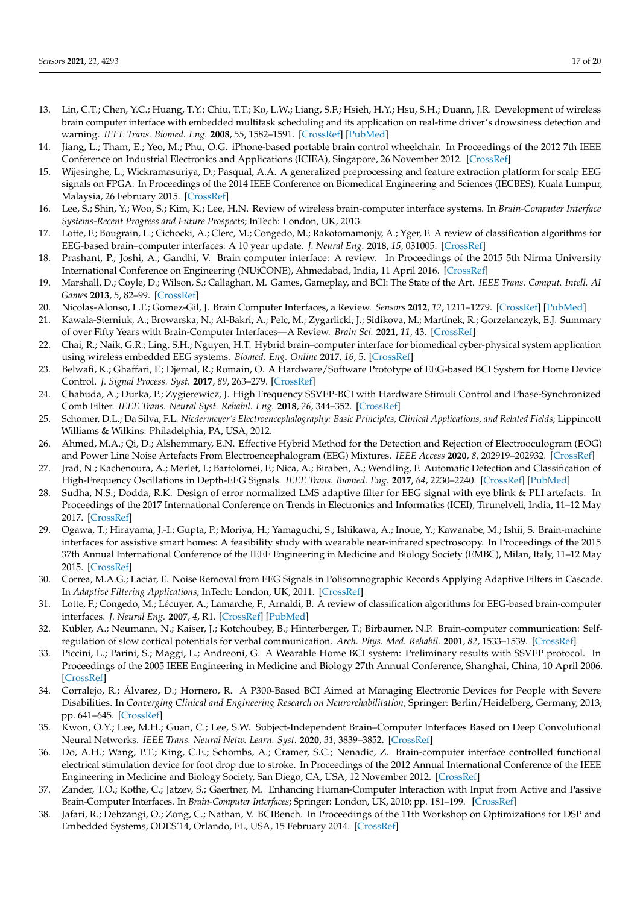13. Lin, C.T.; Chen, Y.C.; Huang, T.Y.; Chiu, T.T.; Ko, L.W.; Liang, S.F.; Hsieh, H.Y.; Hsu, S.H.; Duann, J.R. Development of wireless brain computer interface with embedded multitask scheduling and its application on real-time driver's drowsiness detection and warning. *IEEE Trans. Biomed. Eng.* **2008**, *55*, 1582–1591. [CrossRef] [PubMed]
14. Jiang, L.; Tham, E.; Yeo, M.; Phu, O.G. iPhone-based portable brain control wheelchair. In Proceedings of the 2012 7th IEEE Conference on Industrial Electronics and Applications (ICIEA), Singapore, 26 November 2012. [CrossRef]
15. Wijesinghe, L.; Wickramasuriya, D.; Pasqual, A.A. A generalized preprocessing and feature extraction platform for scalp EEG signals on FPGA. In Proceedings of the 2014 IEEE Conference on Biomedical Engineering and Sciences (IECBES), Kuala Lumpur, Malaysia, 26 February 2015. [CrossRef]
16. Lee, S.; Shin, Y.; Woo, S.; Kim, K.; Lee, H.N. Review of wireless brain-computer interface systems. In *Brain-Computer Interface Systems-Recent Progress and Future Prospects*; InTech: London, UK, 2013.
17. Lotte, F.; Bougrain, L.; Cichocki, A.; Clerc, M.; Congedo, M.; Rakotomamonjy, A.; Yger, F. A review of classification algorithms for EEG-based brain–computer interfaces: A 10 year update. *J. Neural Eng.* **2018**, *15*, 031005. [CrossRef]
18. Prashant, P.; Joshi, A.; Gandhi, V. Brain computer interface: A review. In Proceedings of the 2015 5th Nirma University International Conference on Engineering (NUiCONE), Ahmedabad, India, 11 April 2016. [CrossRef]
19. Marshall, D.; Coyle, D.; Wilson, S.; Callaghan, M. Games, Gameplay, and BCI: The State of the Art. *IEEE Trans. Comput. Intell. AI Games* **2013**, *5*, 82–99. [CrossRef]
20. Nicolas-Alonso, L.F.; Gomez-Gil, J. Brain Computer Interfaces, a Review. *Sensors* **2012**, *12*, 1211–1279. [CrossRef] [PubMed]
21. Kawala-Sterniuk, A.; Browarska, N.; Al-Bakri, A.; Pelc, M.; Zygarlicki, J.; Sidikova, M.; Martinek, R.; Gorzelanczyk, E.J. Summary of over Fifty Years with Brain-Computer Interfaces—A Review. *Brain Sci.* **2021**, *11*, 43. [CrossRef]
22. Chai, R.; Naik, G.R.; Ling, S.H.; Nguyen, H.T. Hybrid brain–computer interface for biomedical cyber-physical system application using wireless embedded EEG systems. *Biomed. Eng. Online* **2017**, *16*, 5. [CrossRef]
23. Belwafi, K.; Ghaffari, F.; Djemal, R.; Romain, O. A Hardware/Software Prototype of EEG-based BCI System for Home Device Control. *J. Signal Process. Syst.* **2017**, *89*, 263–279. [CrossRef]
24. Chabuda, A.; Durka, P.; Zygierewicz, J. High Frequency SSVEP-BCI with Hardware Stimuli Control and Phase-Synchronized Comb Filter. *IEEE Trans. Neural Syst. Rehabil. Eng.* **2018**, *26*, 344–352. [CrossRef]
25. Schomer, D.L.; Da Silva, F.L. *Niedermeyer's Electroencephalography: Basic Principles, Clinical Applications, and Related Fields*; Lippincott Williams & Wilkins: Philadelphia, PA, USA, 2012.
26. Ahmed, M.A.; Qi, D.; Alshemmary, E.N. Effective Hybrid Method for the Detection and Rejection of Electrooculogram (EOG) and Power Line Noise Artefacts From Electroencephalogram (EEG) Mixtures. *IEEE Access* **2020**, *8*, 202919–202932. [CrossRef]
27. Jrad, N.; Kachenoura, A.; Merlet, I.; Bartolomei, F.; Nica, A.; Biraben, A.; Wendling, F. Automatic Detection and Classification of High-Frequency Oscillations in Depth-EEG Signals. *IEEE Trans. Biomed. Eng.* **2017**, *64*, 2230–2240. [CrossRef] [PubMed]
28. Sudha, N.S.; Dodda, R.K. Design of error normalized LMS adaptive filter for EEG signal with eye blink & PLI artefacts. In Proceedings of the 2017 International Conference on Trends in Electronics and Informatics (ICEI), Tirunelveli, India, 11–12 May 2017. [CrossRef]
29. Ogawa, T.; Hirayama, J.-I.; Gupta, P.; Moriya, H.; Yamaguchi, S.; Ishikawa, A.; Inoue, Y.; Kawanabe, M.; Ishii, S. Brain-machine interfaces for assistive smart homes: A feasibility study with wearable near-infrared spectroscopy. In Proceedings of the 2015 37th Annual International Conference of the IEEE Engineering in Medicine and Biology Society (EMBC), Milan, Italy, 11–12 May 2015. [CrossRef]
30. Correa, M.A.G.; Laciar, E. Noise Removal from EEG Signals in Polisomnographic Records Applying Adaptive Filters in Cascade. In *Adaptive Filtering Applications*; InTech: London, UK, 2011. [CrossRef]
31. Lotte, F.; Congedo, M.; Lécuyer, A.; Lamarche, F.; Arnaldi, B. A review of classification algorithms for EEG-based brain-computer interfaces. *J. Neural Eng.* **2007**, *4*, R1. [CrossRef] [PubMed]
32. Kübler, A.; Neumann, N.; Kaiser, J.; Kotchoubey, B.; Hinterberger, T.; Birbaumer, N.P. Brain-computer communication: Self-regulation of slow cortical potentials for verbal communication. *Arch. Phys. Med. Rehabil.* **2001**, *82*, 1533–1539. [CrossRef]
33. Piccini, L.; Parini, S.; Maggi, L.; Andreoni, G. A Wearable Home BCI system: Preliminary results with SSVEP protocol. In Proceedings of the 2005 IEEE Engineering in Medicine and Biology 27th Annual Conference, Shanghai, China, 10 April 2006. [CrossRef]
34. Corralejo, R.; Álvarez, D.; Hornero, R. A P300-Based BCI Aimed at Managing Electronic Devices for People with Severe Disabilities. In *Converging Clinical and Engineering Research on Neurorehabilitation*; Springer: Berlin/Heidelberg, Germany, 2013; pp. 641–645. [CrossRef]
35. Kwon, O.Y.; Lee, M.H.; Guan, C.; Lee, S.W. Subject-Independent Brain–Computer Interfaces Based on Deep Convolutional Neural Networks. *IEEE Trans. Neural Netw. Learn. Syst.* **2020**, *31*, 3839–3852. [CrossRef]
36. Do, A.H.; Wang, P.T.; King, C.E.; Schombs, A.; Cramer, S.C.; Nenadic, Z. Brain-computer interface controlled functional electrical stimulation device for foot drop due to stroke. In Proceedings of the 2012 Annual International Conference of the IEEE Engineering in Medicine and Biology Society, San Diego, CA, USA, 12 November 2012. [CrossRef]
37. Zander, T.O.; Kothe, C.; Jatzev, S.; Gaertner, M. Enhancing Human-Computer Interaction with Input from Active and Passive Brain-Computer Interfaces. In *Brain-Computer Interfaces*; Springer: London, UK, 2010; pp. 181–199. [CrossRef]
38. Jafari, R.; Dehzangi, O.; Zong, C.; Nathan, V. BCIBench. In Proceedings of the 11th Workshop on Optimizations for DSP and Embedded Systems, ODES'14, Orlando, FL, USA, 15 February 2014. [CrossRef]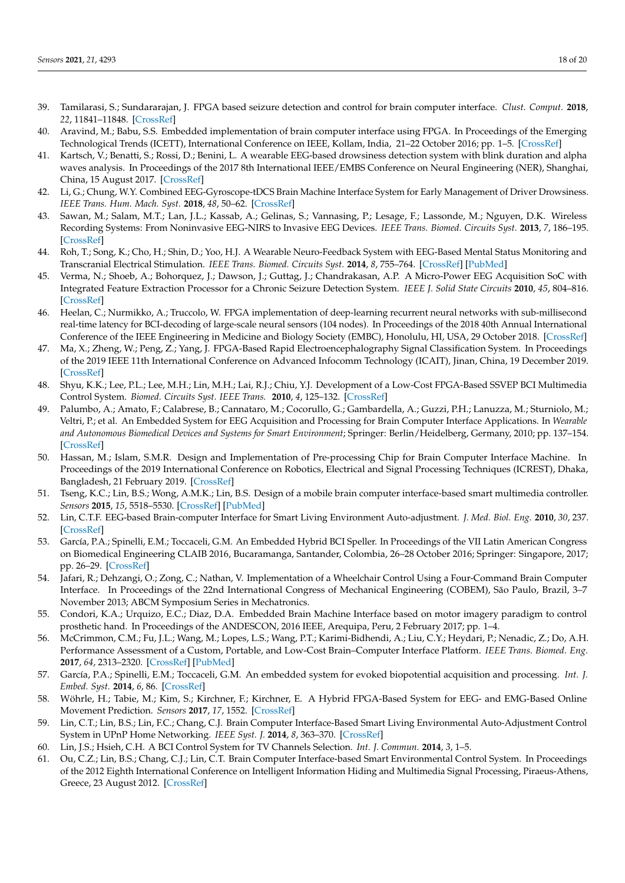39. Tamilarasi, S.; Sundararajan, J. FPGA based seizure detection and control for brain computer interface. *Clust. Comput.* **2018**, *22*, 11841–11848. [CrossRef]
40. Aravind, M.; Babu, S.S. Embedded implementation of brain computer interface using FPGA. In Proceedings of the Emerging Technological Trends (ICETT), International Conference on IEEE, Kollam, India, 21–22 October 2016; pp. 1–5. [CrossRef]
41. Kartsch, V.; Benatti, S.; Rossi, D.; Benini, L. A wearable EEG-based drowsiness detection system with blink duration and alpha waves analysis. In Proceedings of the 2017 8th International IEEE/EMBS Conference on Neural Engineering (NER), Shanghai, China, 15 August 2017. [CrossRef]
42. Li, G.; Chung, W.Y. Combined EEG-Gyroscope-tDCS Brain Machine Interface System for Early Management of Driver Drowsiness. *IEEE Trans. Hum. Mach. Syst.* **2018**, *48*, 50–62. [CrossRef]
43. Sawan, M.; Salam, M.T.; Lan, J.L.; Kassab, A.; Gelinas, S.; Vannasing, P.; Lesage, F.; Lassonde, M.; Nguyen, D.K. Wireless Recording Systems: From Noninvasive EEG-NIRS to Invasive EEG Devices. *IEEE Trans. Biomed. Circuits Syst.* **2013**, *7*, 186–195. [CrossRef]
44. Roh, T.; Song, K.; Cho, H.; Shin, D.; Yoo, H.J. A Wearable Neuro-Feedback System with EEG-Based Mental Status Monitoring and Transcranial Electrical Stimulation. *IEEE Trans. Biomed. Circuits Syst.* **2014**, *8*, 755–764. [CrossRef] [PubMed]
45. Verma, N.; Shoeb, A.; Bohorquez, J.; Dawson, J.; Guttag, J.; Chandrakasan, A.P. A Micro-Power EEG Acquisition SoC with Integrated Feature Extraction Processor for a Chronic Seizure Detection System. *IEEE J. Solid State Circuits* **2010**, *45*, 804–816. [CrossRef]
46. Heelan, C.; Nurmikko, A.; Truccolo, W. FPGA implementation of deep-learning recurrent neural networks with sub-millisecond real-time latency for BCI-decoding of large-scale neural sensors (104 nodes). In Proceedings of the 2018 40th Annual International Conference of the IEEE Engineering in Medicine and Biology Society (EMBC), Honolulu, HI, USA, 29 October 2018. [CrossRef]
47. Ma, X.; Zheng, W.; Peng, Z.; Yang, J. FPGA-Based Rapid Electroencephalography Signal Classification System. In Proceedings of the 2019 IEEE 11th International Conference on Advanced Infocomm Technology (ICAIT), Jinan, China, 19 December 2019. [CrossRef]
48. Shyu, K.K.; Lee, P.L.; Lee, M.H.; Lin, M.H.; Lai, R.J.; Chiu, Y.J. Development of a Low-Cost FPGA-Based SSVEP BCI Multimedia Control System. *Biomed. Circuits Syst. IEEE Trans.* **2010**, *4*, 125–132. [CrossRef]
49. Palumbo, A.; Amato, F.; Calabrese, B.; Cannataro, M.; Cocorullo, G.; Gambardella, A.; Guzzi, P.H.; Lanuzza, M.; Sturniolo, M.; Veltri, P.; et al. An Embedded System for EEG Acquisition and Processing for Brain Computer Interface Applications. In *Wearable and Autonomous Biomedical Devices and Systems for Smart Environment*; Springer: Berlin/Heidelberg, Germany, 2010; pp. 137–154. [CrossRef]
50. Hassan, M.; Islam, S.M.R. Design and Implementation of Pre-processing Chip for Brain Computer Interface Machine. In Proceedings of the 2019 International Conference on Robotics, Electrical and Signal Processing Techniques (ICREST), Dhaka, Bangladesh, 21 February 2019. [CrossRef]
51. Tseng, K.C.; Lin, B.S.; Wong, A.M.K.; Lin, B.S. Design of a mobile brain computer interface-based smart multimedia controller. *Sensors* **2015**, *15*, 5518–5530. [CrossRef] [PubMed]
52. Lin, C.T.F. EEG-based Brain-computer Interface for Smart Living Environment Auto-adjustment. *J. Med. Biol. Eng.* **2010**, *30*, 237. [CrossRef]
53. García, P.A.; Spinelli, E.M.; Toccaceli, G.M. An Embedded Hybrid BCI Speller. In Proceedings of the VII Latin American Congress on Biomedical Engineering CLAIB 2016, Bucaramanga, Santander, Colombia, 26–28 October 2016; Springer: Singapore, 2017; pp. 26–29. [CrossRef]
54. Jafari, R.; Dehzangi, O.; Zong, C.; Nathan, V. Implementation of a Wheelchair Control Using a Four-Command Brain Computer Interface. In Proceedings of the 22nd International Congress of Mechanical Engineering (COBEM), São Paulo, Brazil, 3–7 November 2013; ABCM Symposium Series in Mechatronics.
55. Condori, K.A.; Urquizo, E.C.; Diaz, D.A. Embedded Brain Machine Interface based on motor imagery paradigm to control prosthetic hand. In Proceedings of the ANDESCON, 2016 IEEE, Arequipa, Peru, 2 February 2017; pp. 1–4.
56. McCrimmon, C.M.; Fu, J.L.; Wang, M.; Lopes, L.S.; Wang, P.T.; Karimi-Bidhendi, A.; Liu, C.Y.; Heydari, P.; Nenadic, Z.; Do, A.H. Performance Assessment of a Custom, Portable, and Low-Cost Brain–Computer Interface Platform. *IEEE Trans. Biomed. Eng.* **2017**, *64*, 2313–2320. [CrossRef] [PubMed]
57. García, P.A.; Spinelli, E.M.; Toccaceli, G.M. An embedded system for evoked biopotential acquisition and processing. *Int. J. Embed. Syst.* **2014**, *6*, 86. [CrossRef]
58. Wöhrle, H.; Tabie, M.; Kim, S.; Kirchner, F.; Kirchner, E. A Hybrid FPGA-Based System for EEG- and EMG-Based Online Movement Prediction. *Sensors* **2017**, *17*, 1552. [CrossRef]
59. Lin, C.T.; Lin, B.S.; Lin, F.C.; Chang, C.J. Brain Computer Interface-Based Smart Living Environmental Auto-Adjustment Control System in UPnP Home Networking. *IEEE Syst. J.* **2014**, *8*, 363–370. [CrossRef]
60. Lin, J.S.; Hsieh, C.H. A BCI Control System for TV Channels Selection. *Int. J. Commun.* **2014**, *3*, 1–5.
61. Ou, C.Z.; Lin, B.S.; Chang, C.J.; Lin, C.T. Brain Computer Interface-based Smart Environmental Control System. In Proceedings of the 2012 Eighth International Conference on Intelligent Information Hiding and Multimedia Signal Processing, Piraeus-Athens, Greece, 23 August 2012. [CrossRef]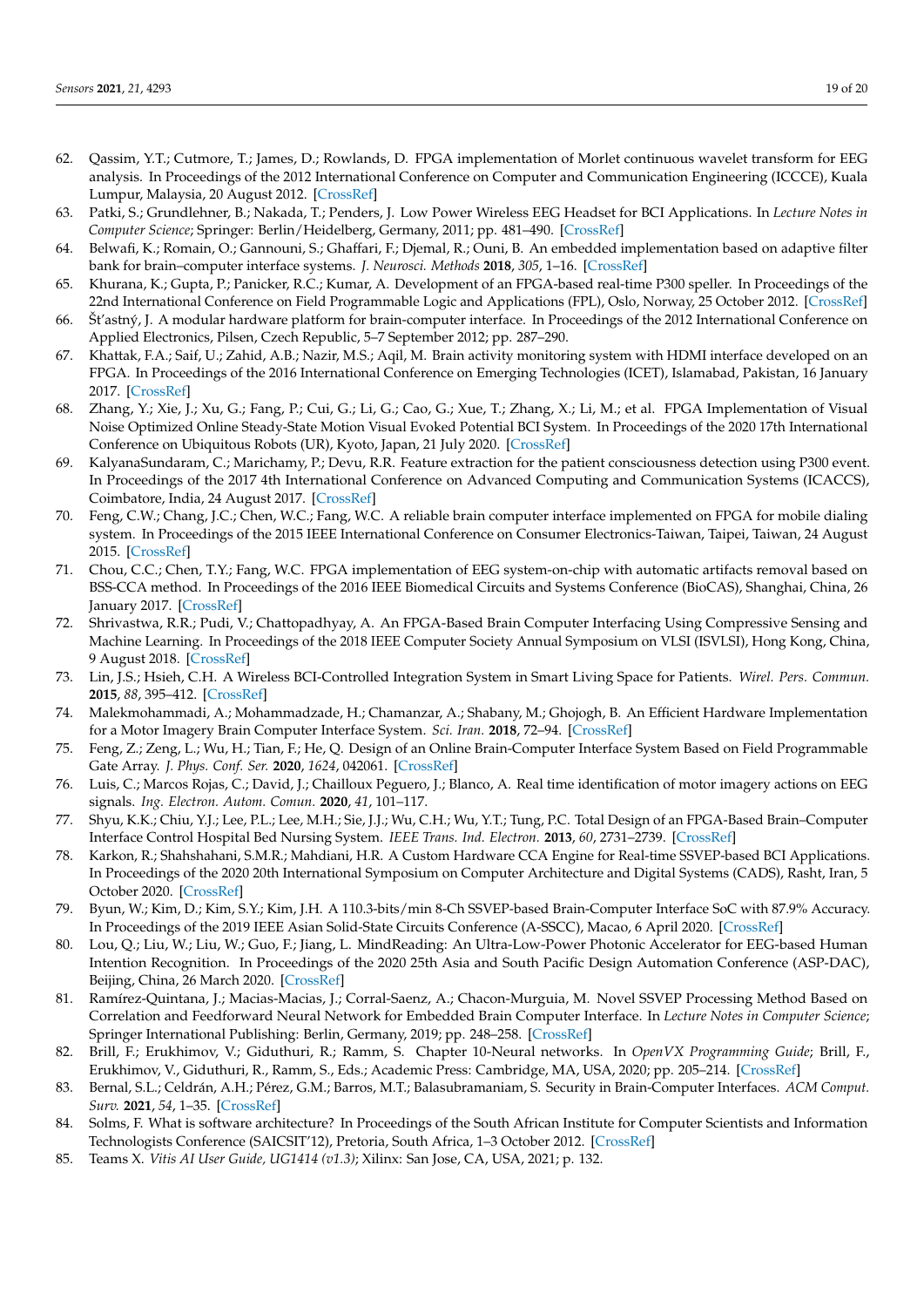62. Qassim, Y.T.; Cutmore, T.; James, D.; Rowlands, D. FPGA implementation of Morlet continuous wavelet transform for EEG analysis. In Proceedings of the 2012 International Conference on Computer and Communication Engineering (ICCCE), Kuala Lumpur, Malaysia, 20 August 2012. [CrossRef]
63. Patki, S.; Grundlehner, B.; Nakada, T.; Penders, J. Low Power Wireless EEG Headset for BCI Applications. In *Lecture Notes in Computer Science*; Springer: Berlin/Heidelberg, Germany, 2011; pp. 481–490. [CrossRef]
64. Belwafi, K.; Romain, O.; Gannouni, S.; Ghaffari, F.; Djemal, R.; Ouni, B. An embedded implementation based on adaptive filter bank for brain–computer interface systems. *J. Neurosci. Methods* **2018**, *305*, 1–16. [CrossRef]
65. Khurana, K.; Gupta, P.; Panicker, R.C.; Kumar, A. Development of an FPGA-based real-time P300 speller. In Proceedings of the 22nd International Conference on Field Programmable Logic and Applications (FPL), Oslo, Norway, 25 October 2012. [CrossRef]
66. Šťastný, J. A modular hardware platform for brain-computer interface. In Proceedings of the 2012 International Conference on Applied Electronics, Pilsen, Czech Republic, 5–7 September 2012; pp. 287–290.
67. Khattak, F.A.; Saif, U.; Zahid, A.B.; Nazir, M.S.; Aqil, M. Brain activity monitoring system with HDMI interface developed on an FPGA. In Proceedings of the 2016 International Conference on Emerging Technologies (ICET), Islamabad, Pakistan, 16 January 2017. [CrossRef]
68. Zhang, Y.; Xie, J.; Xu, G.; Fang, P.; Cui, G.; Li, G.; Cao, G.; Xue, T.; Zhang, X.; Li, M.; et al. FPGA Implementation of Visual Noise Optimized Online Steady-State Motion Visual Evoked Potential BCI System. In Proceedings of the 2020 17th International Conference on Ubiquitous Robots (UR), Kyoto, Japan, 21 July 2020. [CrossRef]
69. KalyanaSundaram, C.; Marichamy, P.; Devu, R.R. Feature extraction for the patient consciousness detection using P300 event. In Proceedings of the 2017 4th International Conference on Advanced Computing and Communication Systems (ICACCS), Coimbatore, India, 24 August 2017. [CrossRef]
70. Feng, C.W.; Chang, J.C.; Chen, W.C.; Fang, W.C. A reliable brain computer interface implemented on FPGA for mobile dialing system. In Proceedings of the 2015 IEEE International Conference on Consumer Electronics-Taiwan, Taipei, Taiwan, 24 August 2015. [CrossRef]
71. Chou, C.C.; Chen, T.Y.; Fang, W.C. FPGA implementation of EEG system-on-chip with automatic artifacts removal based on BSS-CCA method. In Proceedings of the 2016 IEEE Biomedical Circuits and Systems Conference (BioCAS), Shanghai, China, 26 January 2017. [CrossRef]
72. Shrivastwa, R.R.; Pudi, V.; Chattopadhyay, A. An FPGA-Based Brain Computer Interfacing Using Compressive Sensing and Machine Learning. In Proceedings of the 2018 IEEE Computer Society Annual Symposium on VLSI (ISVLSI), Hong Kong, China, 9 August 2018. [CrossRef]
73. Lin, J.S.; Hsieh, C.H. A Wireless BCI-Controlled Integration System in Smart Living Space for Patients. *Wirel. Pers. Commun.* **2015**, *88*, 395–412. [CrossRef]
74. Malekmohammadi, A.; Mohammadzade, H.; Chamanzar, A.; Shabany, M.; Ghojogh, B. An Efficient Hardware Implementation for a Motor Imagery Brain Computer Interface System. *Sci. Iran.* **2018**, 72–94. [CrossRef]
75. Feng, Z.; Zeng, L.; Wu, H.; Tian, F.; He, Q. Design of an Online Brain-Computer Interface System Based on Field Programmable Gate Array. *J. Phys. Conf. Ser.* **2020**, *1624*, 042061. [CrossRef]
76. Luis, C.; Marcos Rojas, C.; David, J.; Chailloux Peguero, J.; Blanco, A. Real time identification of motor imagery actions on EEG signals. *Ing. Electron. Autom. Comun.* **2020**, *41*, 101–117.
77. Shyu, K.K.; Chiu, Y.J.; Lee, P.L.; Lee, M.H.; Sie, J.J.; Wu, C.H.; Wu, Y.T.; Tung, P.C. Total Design of an FPGA-Based Brain–Computer Interface Control Hospital Bed Nursing System. *IEEE Trans. Ind. Electron.* **2013**, *60*, 2731–2739. [CrossRef]
78. Karkon, R.; Shahshahani, S.M.R.; Mahdiani, H.R. A Custom Hardware CCA Engine for Real-time SSVEP-based BCI Applications. In Proceedings of the 2020 20th International Symposium on Computer Architecture and Digital Systems (CADS), Rasht, Iran, 5 October 2020. [CrossRef]
79. Byun, W.; Kim, D.; Kim, S.Y.; Kim, J.H. A 110.3-bits/min 8-Ch SSVEP-based Brain-Computer Interface SoC with 87.9% Accuracy. In Proceedings of the 2019 IEEE Asian Solid-State Circuits Conference (A-SSCC), Macao, 6 April 2020. [CrossRef]
80. Lou, Q.; Liu, W.; Liu, W.; Guo, F.; Jiang, L. MindReading: An Ultra-Low-Power Photonic Accelerator for EEG-based Human Intention Recognition. In Proceedings of the 2020 25th Asia and South Pacific Design Automation Conference (ASP-DAC), Beijing, China, 26 March 2020. [CrossRef]
81. Ramírez-Quintana, J.; Macias-Macias, J.; Corral-Saenz, A.; Chacon-Murguia, M. Novel SSVEP Processing Method Based on Correlation and Feedforward Neural Network for Embedded Brain Computer Interface. In *Lecture Notes in Computer Science*; Springer International Publishing: Berlin, Germany, 2019; pp. 248–258. [CrossRef]
82. Brill, F.; Erukhimov, V.; Giduthuri, R.; Ramm, S. Chapter 10-Neural networks. In *OpenVX Programming Guide*; Brill, F., Erukhimov, V., Giduthuri, R., Ramm, S., Eds.; Academic Press: Cambridge, MA, USA, 2020; pp. 205–214. [CrossRef]
83. Bernal, S.L.; Celdrán, A.H.; Pérez, G.M.; Barros, M.T.; Balasubramaniam, S. Security in Brain-Computer Interfaces. *ACM Comput. Surv.* **2021**, *54*, 1–35. [CrossRef]
84. Solms, F. What is software architecture? In Proceedings of the South African Institute for Computer Scientists and Information Technologists Conference (SAICSIT'12), Pretoria, South Africa, 1–3 October 2012. [CrossRef]
85. Teams X. *Vitis AI User Guide, UG1414 (v1.3)*; Xilinx: San Jose, CA, USA, 2021; p. 132.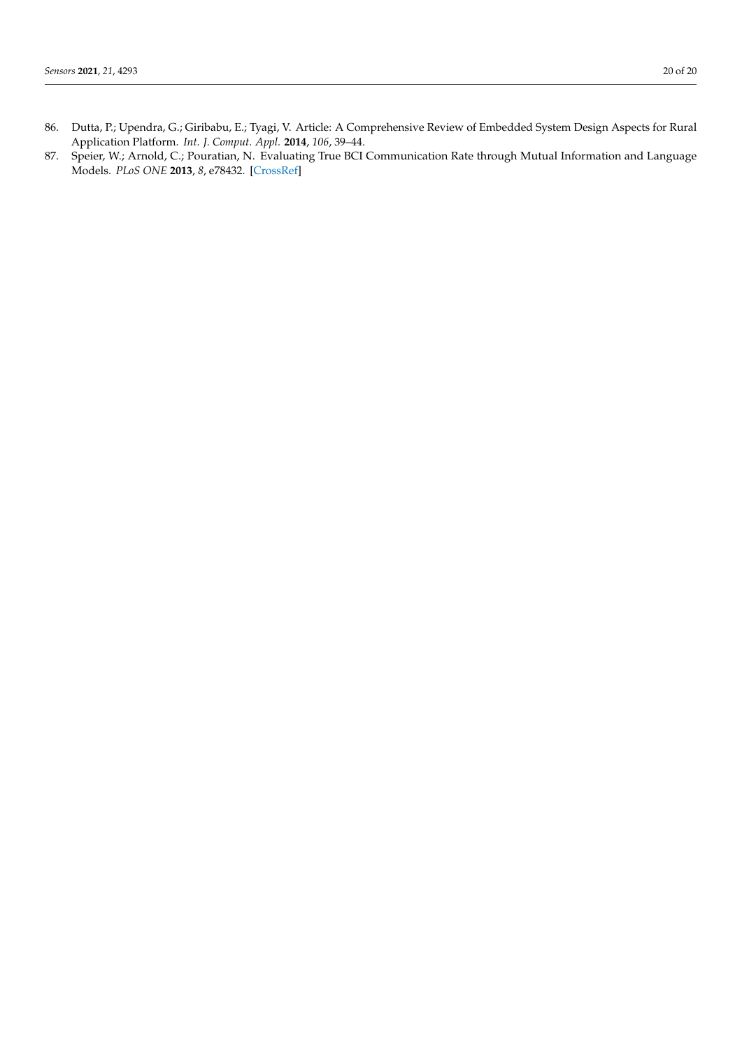86. Dutta, P.; Upendra, G.; Giribabu, E.; Tyagi, V. Article: A Comprehensive Review of Embedded System Design Aspects for Rural Application Platform. *Int. J. Comput. Appl.* **2014**, *106*, 39–44.
87. Speier, W.; Arnold, C.; Pouratian, N. Evaluating True BCI Communication Rate through Mutual Information and Language Models. *PLoS ONE* **2013**, *8*, e78432. [CrossRef]